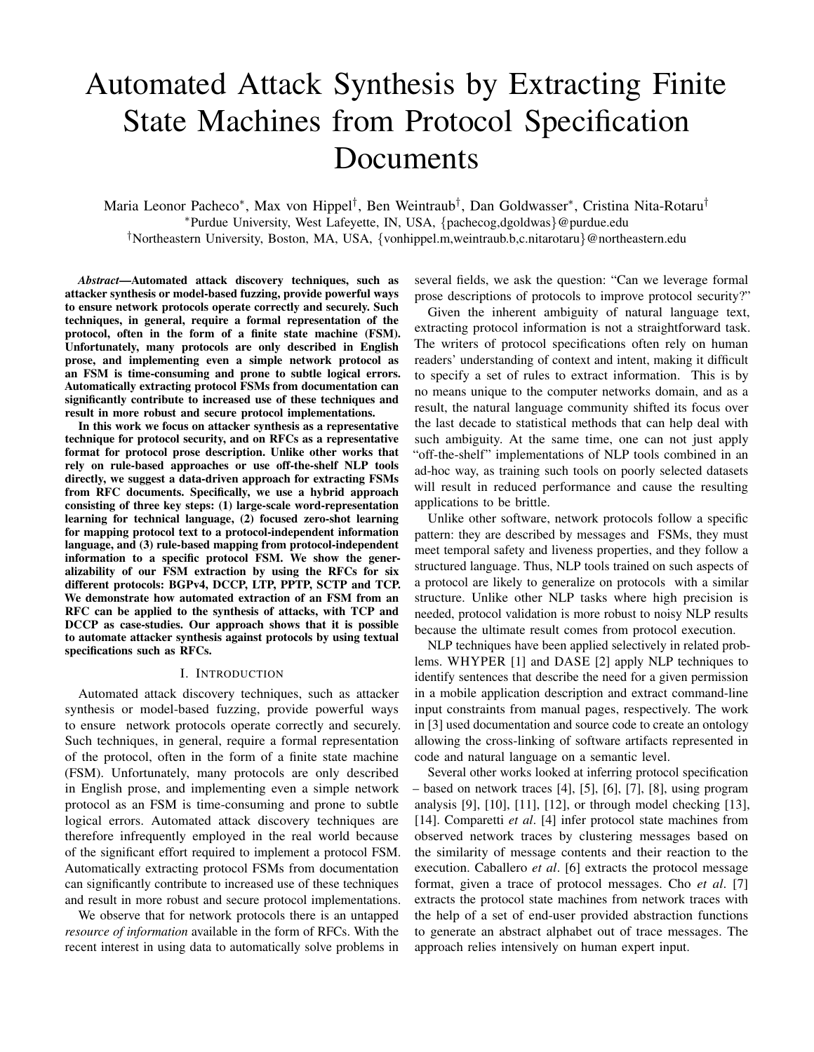# Automated Attack Synthesis by Extracting Finite State Machines from Protocol Specification Documents

Maria Leonor Pacheco[*], Max von Hippel[†], Ben Weintraub[†], Dan Goldwasser[*], Cristina Nita-Rotaru[†]

[*]Purdue University, West Lafeyette, IN, USA, {pachecog,dgoldwas}@purdue.edu

[†]Northeastern University, Boston, MA, USA, {vonhippel.m,weintraub.b,c.nitarotaru}@northeastern.edu

***Abstract*—Automated attack discovery techniques, such as attacker synthesis or model-based fuzzing, provide powerful ways to ensure network protocols operate correctly and securely. Such techniques, in general, require a formal representation of the protocol, often in the form of a finite state machine (FSM). Unfortunately, many protocols are only described in English prose, and implementing even a simple network protocol as an FSM is time-consuming and prone to subtle logical errors. Automatically extracting protocol FSMs from documentation can significantly contribute to increased use of these techniques and result in more robust and secure protocol implementations.**

**In this work we focus on attacker synthesis as a representative technique for protocol security, and on RFCs as a representative format for protocol prose description. Unlike other works that rely on rule-based approaches or use off-the-shelf NLP tools directly, we suggest a data-driven approach for extracting FSMs from RFC documents. Specifically, we use a hybrid approach consisting of three key steps: (1) large-scale word-representation learning for technical language, (2) focused zero-shot learning for mapping protocol text to a protocol-independent information language, and (3) rule-based mapping from protocol-independent information to a specific protocol FSM. We show the generalizability of our FSM extraction by using the RFCs for six different protocols: BGPv4, DCCP, LTP, PPTP, SCTP and TCP. We demonstrate how automated extraction of an FSM from an RFC can be applied to the synthesis of attacks, with TCP and DCCP as case-studies. Our approach shows that it is possible to automate attacker synthesis against protocols by using textual specifications such as RFCs.**

## I. Introduction

Automated attack discovery techniques, such as attacker synthesis or model-based fuzzing, provide powerful ways to ensure network protocols operate correctly and securely. Such techniques, in general, require a formal representation of the protocol, often in the form of a finite state machine (FSM). Unfortunately, many protocols are only described in English prose, and implementing even a simple network protocol as an FSM is time-consuming and prone to subtle logical errors. Automated attack discovery techniques are therefore infrequently employed in the real world because of the significant effort required to implement a protocol FSM. Automatically extracting protocol FSMs from documentation can significantly contribute to increased use of these techniques and result in more robust and secure protocol implementations.

We observe that for network protocols there is an untapped *resource of information* available in the form of RFCs. With the recent interest in using data to automatically solve problems in several fields, we ask the question: "Can we leverage formal prose descriptions of protocols to improve protocol security?"

Given the inherent ambiguity of natural language text, extracting protocol information is not a straightforward task. The writers of protocol specifications often rely on human readers' understanding of context and intent, making it difficult to specify a set of rules to extract information. This is by no means unique to the computer networks domain, and as a result, the natural language community shifted its focus over the last decade to statistical methods that can help deal with such ambiguity. At the same time, one can not just apply "off-the-shelf" implementations of NLP tools combined in an ad-hoc way, as training such tools on poorly selected datasets will result in reduced performance and cause the resulting applications to be brittle.

Unlike other software, network protocols follow a specific pattern: they are described by messages and FSMs, they must meet temporal safety and liveness properties, and they follow a structured language. Thus, NLP tools trained on such aspects of a protocol are likely to generalize on protocols with a similar structure. Unlike other NLP tasks where high precision is needed, protocol validation is more robust to noisy NLP results because the ultimate result comes from protocol execution.

NLP techniques have been applied selectively in related problems. WHYPER [1] and DASE [2] apply NLP techniques to identify sentences that describe the need for a given permission in a mobile application description and extract command-line input constraints from manual pages, respectively. The work in [3] used documentation and source code to create an ontology allowing the cross-linking of software artifacts represented in code and natural language on a semantic level.

Several other works looked at inferring protocol specification – based on network traces [4], [5], [6], [7], [8], using program analysis [9], [10], [11], [12], or through model checking [13], [14]. Comparetti *et al*. [4] infer protocol state machines from observed network traces by clustering messages based on the similarity of message contents and their reaction to the execution. Caballero *et al*. [6] extracts the protocol message format, given a trace of protocol messages. Cho *et al*. [7] extracts the protocol state machines from network traces with the help of a set of end-user provided abstraction functions to generate an abstract alphabet out of trace messages. The approach relies intensively on human expert input.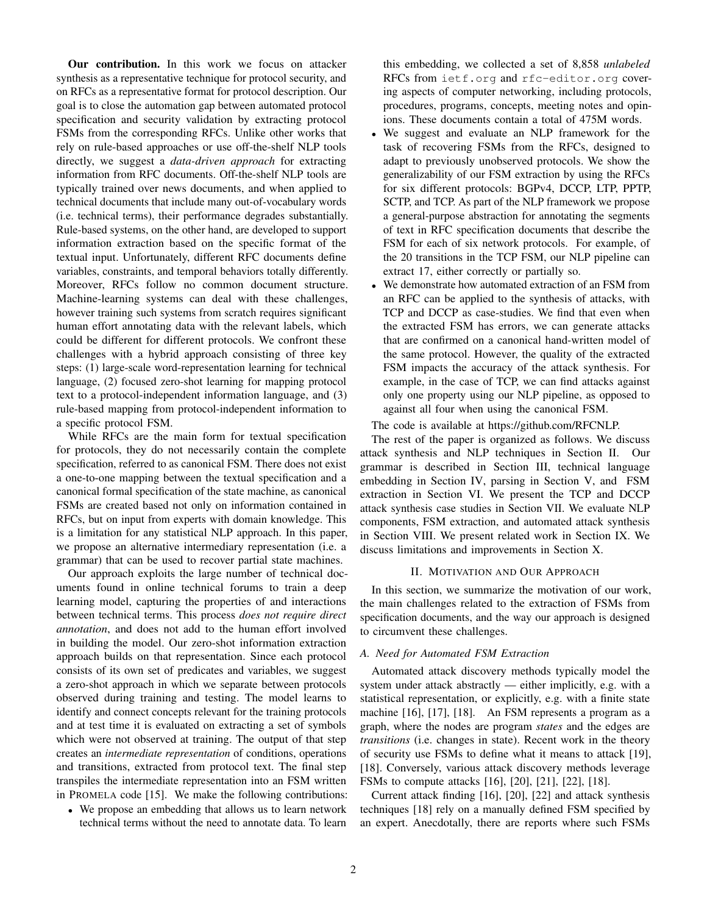**Our contribution.** In this work we focus on attacker synthesis as a representative technique for protocol security, and on RFCs as a representative format for protocol description. Our goal is to close the automation gap between automated protocol specification and security validation by extracting protocol FSMs from the corresponding RFCs. Unlike other works that rely on rule-based approaches or use off-the-shelf NLP tools directly, we suggest a *data-driven approach* for extracting information from RFC documents. Off-the-shelf NLP tools are typically trained over news documents, and when applied to technical documents that include many out-of-vocabulary words (i.e. technical terms), their performance degrades substantially. Rule-based systems, on the other hand, are developed to support information extraction based on the specific format of the textual input. Unfortunately, different RFC documents define variables, constraints, and temporal behaviors totally differently. Moreover, RFCs follow no common document structure. Machine-learning systems can deal with these challenges, however training such systems from scratch requires significant human effort annotating data with the relevant labels, which could be different for different protocols. We confront these challenges with a hybrid approach consisting of three key steps: (1) large-scale word-representation learning for technical language, (2) focused zero-shot learning for mapping protocol text to a protocol-independent information language, and (3) rule-based mapping from protocol-independent information to a specific protocol FSM.

While RFCs are the main form for textual specification for protocols, they do not necessarily contain the complete specification, referred to as canonical FSM. There does not exist a one-to-one mapping between the textual specification and a canonical formal specification of the state machine, as canonical FSMs are created based not only on information contained in RFCs, but on input from experts with domain knowledge. This is a limitation for any statistical NLP approach. In this paper, we propose an alternative intermediary representation (i.e. a grammar) that can be used to recover partial state machines.

Our approach exploits the large number of technical documents found in online technical forums to train a deep learning model, capturing the properties of and interactions between technical terms. This process *does not require direct annotation*, and does not add to the human effort involved in building the model. Our zero-shot information extraction approach builds on that representation. Since each protocol consists of its own set of predicates and variables, we suggest a zero-shot approach in which we separate between protocols observed during training and testing. The model learns to identify and connect concepts relevant for the training protocols and at test time it is evaluated on extracting a set of symbols which were not observed at training. The output of that step creates an *intermediate representation* of conditions, operations and transitions, extracted from protocol text. The final step transpiles the intermediate representation into an FSM written in PROMELA code [15]. We make the following contributions:

- We propose an embedding that allows us to learn network technical terms without the need to annotate data. To learn this embedding, we collected a set of 8,858 *unlabeled* RFCs from `ietf.org` and `rfc-editor.org` covering aspects of computer networking, including protocols, procedures, programs, concepts, meeting notes and opinions. These documents contain a total of 475M words.
- We suggest and evaluate an NLP framework for the task of recovering FSMs from the RFCs, designed to adapt to previously unobserved protocols. We show the generalizability of our FSM extraction by using the RFCs for six different protocols: BGPv4, DCCP, LTP, PPTP, SCTP, and TCP. As part of the NLP framework we propose a general-purpose abstraction for annotating the segments of text in RFC specification documents that describe the FSM for each of six network protocols. For example, of the 20 transitions in the TCP FSM, our NLP pipeline can extract 17, either correctly or partially so.
- We demonstrate how automated extraction of an FSM from an RFC can be applied to the synthesis of attacks, with TCP and DCCP as case-studies. We find that even when the extracted FSM has errors, we can generate attacks that are confirmed on a canonical hand-written model of the same protocol. However, the quality of the extracted FSM impacts the accuracy of the attack synthesis. For example, in the case of TCP, we can find attacks against only one property using our NLP pipeline, as opposed to against all four when using the canonical FSM.

The code is available at https://github.com/RFCNLP.

The rest of the paper is organized as follows. We discuss attack synthesis and NLP techniques in Section II. Our grammar is described in Section III, technical language embedding in Section IV, parsing in Section V, and FSM extraction in Section VI. We present the TCP and DCCP attack synthesis case studies in Section VII. We evaluate NLP components, FSM extraction, and automated attack synthesis in Section VIII. We present related work in Section IX. We discuss limitations and improvements in Section X.

## II. Motivation and Our Approach

In this section, we summarize the motivation of our work, the main challenges related to the extraction of FSMs from specification documents, and the way our approach is designed to circumvent these challenges.

### A. Need for Automated FSM Extraction

Automated attack discovery methods typically model the system under attack abstractly — either implicitly, e.g. with a statistical representation, or explicitly, e.g. with a finite state machine [16], [17], [18]. An FSM represents a program as a graph, where the nodes are program *states* and the edges are *transitions* (i.e. changes in state). Recent work in the theory of security use FSMs to define what it means to attack [19], [18]. Conversely, various attack discovery methods leverage FSMs to compute attacks [16], [20], [21], [22], [18].

Current attack finding [16], [20], [22] and attack synthesis techniques [18] rely on a manually defined FSM specified by an expert. Anecdotally, there are reports where such FSMs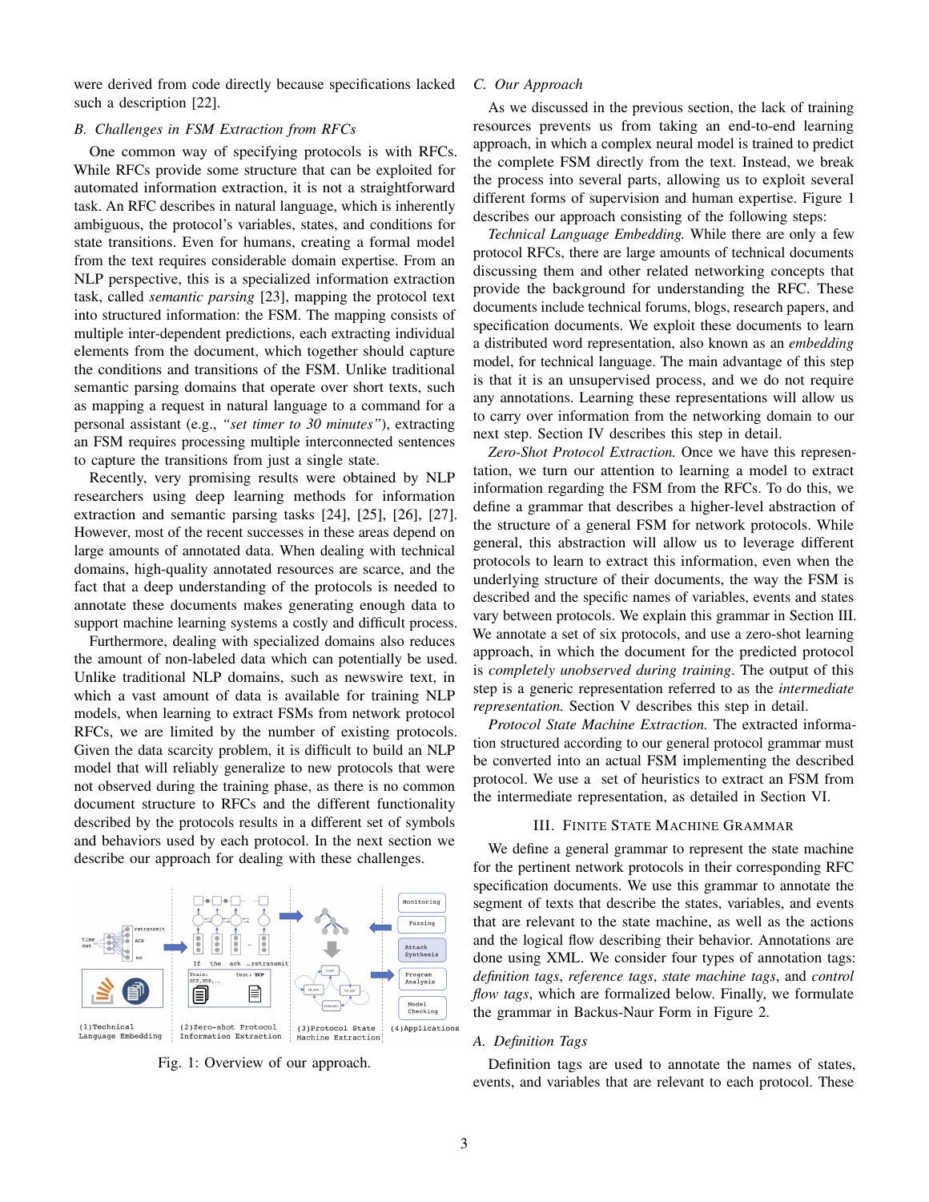were derived from code directly because specifications lacked such a description [22].

### B. Challenges in FSM Extraction from RFCs

One common way of specifying protocols is with RFCs. While RFCs provide some structure that can be exploited for automated information extraction, it is not a straightforward task. An RFC describes in natural language, which is inherently ambiguous, the protocol's variables, states, and conditions for state transitions. Even for humans, creating a formal model from the text requires considerable domain expertise. From an NLP perspective, this is a specialized information extraction task, called *semantic parsing* [23], mapping the protocol text into structured information: the FSM. The mapping consists of multiple inter-dependent predictions, each extracting individual elements from the document, which together should capture the conditions and transitions of the FSM. Unlike traditional semantic parsing domains that operate over short texts, such as mapping a request in natural language to a command for a personal assistant (e.g., *"set timer to 30 minutes"*), extracting an FSM requires processing multiple interconnected sentences to capture the transitions from just a single state.

Recently, very promising results were obtained by NLP researchers using deep learning methods for information extraction and semantic parsing tasks [24], [25], [26], [27]. However, most of the recent successes in these areas depend on large amounts of annotated data. When dealing with technical domains, high-quality annotated resources are scarce, and the fact that a deep understanding of the protocols is needed to annotate these documents makes generating enough data to support machine learning systems a costly and difficult process.

Furthermore, dealing with specialized domains also reduces the amount of non-labeled data which can potentially be used. Unlike traditional NLP domains, such as newswire text, in which a vast amount of data is available for training NLP models, when learning to extract FSMs from network protocol RFCs, we are limited by the number of existing protocols. Given the data scarcity problem, it is difficult to build an NLP model that will reliably generalize to new protocols that were not observed during the training phase, as there is no common document structure to RFCs and the different functionality described by the protocols results in a different set of symbols and behaviors used by each protocol. In the next section we describe our approach for dealing with these challenges.

Fig. 1: Overview of our approach.

### C. Our Approach

As we discussed in the previous section, the lack of training resources prevents us from taking an end-to-end learning approach, in which a complex neural model is trained to predict the complete FSM directly from the text. Instead, we break the process into several parts, allowing us to exploit several different forms of supervision and human expertise. Figure 1 describes our approach consisting of the following steps:

*Technical Language Embedding.* While there are only a few protocol RFCs, there are large amounts of technical documents discussing them and other related networking concepts that provide the background for understanding the RFC. These documents include technical forums, blogs, research papers, and specification documents. We exploit these documents to learn a distributed word representation, also known as an *embedding* model, for technical language. The main advantage of this step is that it is an unsupervised process, and we do not require any annotations. Learning these representations will allow us to carry over information from the networking domain to our next step. Section IV describes this step in detail.

*Zero-Shot Protocol Extraction.* Once we have this representation, we turn our attention to learning a model to extract information regarding the FSM from the RFCs. To do this, we define a grammar that describes a higher-level abstraction of the structure of a general FSM for network protocols. While general, this abstraction will allow us to leverage different protocols to learn to extract this information, even when the underlying structure of their documents, the way the FSM is described and the specific names of variables, events and states vary between protocols. We explain this grammar in Section III. We annotate a set of six protocols, and use a zero-shot learning approach, in which the document for the predicted protocol is *completely unobserved during training*. The output of this step is a generic representation referred to as the *intermediate representation.* Section V describes this step in detail.

*Protocol State Machine Extraction.* The extracted information according to our general protocol grammar must be converted into an actual FSM implementing the described protocol. We use a set of heuristics to extract an FSM from the intermediate representation, as detailed in Section VI.

## III. Finite State Machine Grammar

We define a general grammar to represent the state machine for the pertinent network protocols in their corresponding RFC specification documents. We use this grammar to annotate the segment of texts that describe the states, variables, and events that are relevant to the state machine, as well as the actions and the logical flow describing their behavior. Annotations are done using XML. We consider four types of annotation tags: *definition tags*, *reference tags*, *state machine tags*, and *control flow tags*, which are formalized below. Finally, we formulate the grammar in Backus-Naur Form in Figure 2.

### A. Definition Tags

Definition tags are used to annotate the names of states, events, and variables that are relevant to each protocol. These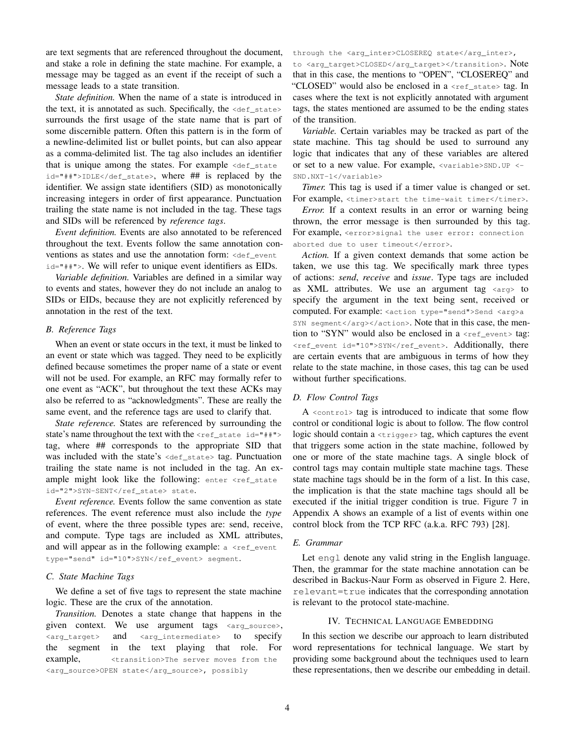are text segments that are referenced throughout the document, and stake a role in defining the state machine. For example, a message may be tagged as an event if the receipt of such a message leads to a state transition.

*State definition.* When the name of a state is introduced in the text, it is annotated as such. Specifically, the `<def_state>` surrounds the first usage of the state name that is part of some discernible pattern. Often this pattern is in the form of a newline-delimited list or bullet points, but can also appear as a comma-delimited list. The tag also includes an identifier that is unique among the states. For example `<def_state id="##">IDLE</def_state>`, where ## is replaced by the identifier. We assign state identifiers (SID) as monotonically increasing integers in order of first appearance. Punctuation trailing the state name is not included in the tag. These tags and SIDs will be referenced by *reference tags*.

*Event definition.* Events are also annotated to be referenced throughout the text. Events follow the same annotation conventions as states and use the annotation form: `<def_event id="##">`. We will refer to unique event identifiers as EIDs.

*Variable definition.* Variables are defined in a similar way to events and states, however they do not include an analog to SIDs or EIDs, because they are not explicitly referenced by annotation in the rest of the text.

### B. Reference Tags

When an event or state occurs in the text, it must be linked to an event or state which was tagged. They need to be explicitly defined because sometimes the proper name of a state or event will not be used. For example, an RFC may formally refer to one event as "ACK", but throughout the text these ACKs may also be referred to as "acknowledgments". These are really the same event, and the reference tags are used to clarify that.

*State reference.* States are referenced by surrounding the state's name throughout the text with the `<ref_state id="##">` tag, where ## corresponds to the appropriate SID that was included with the state's `<def_state>` tag. Punctuation trailing the state name is not included in the tag. An example might look like the following: `enter <ref_state id="2">SYN-SENT</ref_state> state`.

*Event reference.* Events follow the same convention as state references. The event reference must also include the *type* of event, where the three possible types are: send, receive, and compute. Type tags are included as XML attributes, and will appear as in the following example: `a <ref_event type="send" id="10">SYN</ref_event> segment`.

### C. State Machine Tags

We define a set of five tags to represent the state machine logic. These are the crux of the annotation.

*Transition.* Denotes a state change that happens in the given context. We use argument tags `<arg_source>`, `<arg_target>` and `<arg_intermediate>` to specify the segment in the text playing that role. For example, `<transition>The server moves from the <arg_source>OPEN state</arg_source>, possibly through the <arg_inter>CLOSEREQ state</arg_inter>, to <arg_target>CLOSED</arg_target></transition>`. Note that in this case, the mentions to "OPEN", "CLOSEREQ" and "CLOSED" would also be enclosed in a `<ref_state>` tag. In cases where the text is not explicitly annotated with argument tags, the states mentioned are assumed to be the ending states of the transition.

*Variable.* Certain variables may be tracked as part of the state machine. This tag should be used to surround any logic that indicates that any of these variables are altered or set to a new value. For example, `<variable>SND.UP <- SND.NXT-1</variable>`

*Timer.* This tag is used if a timer value is changed or set. For example, `<timer>start the time-wait timer</timer>`.

*Error.* If a context results in an error or warning being thrown, the error message is then surrounded by this tag. For example, `<error>signal the user error: connection aborted due to user timeout</error>`.

*Action.* If a given context demands that some action be taken, we use this tag. We specifically mark three types of actions: *send*, *receive* and *issue*. Type tags are included as XML attributes. We use an argument tag `<arg>` to specify the argument in the text being sent, received or computed. For example: `<action type="send">Send <arg>a SYN segment</arg></action>`. Note that in this case, the mention to "SYN" would also be enclosed in a `<ref_event>` tag: `<ref_event id="10">SYN</ref_event>`. Additionally, there are certain events that are ambiguous in terms of how they relate to the state machine, in those cases, this tag can be used without further specifications.

### D. Flow Control Tags

A `<control>` tag is introduced to indicate that some flow control or conditional logic is about to follow. The flow control logic should contain a `<trigger>` tag, which captures the event that triggers some action in the state machine, followed by one or more of the state machine tags. A single block of control tags may contain multiple state machine tags. These state machine tags should be in the form of a list. In this case, the implication is that the state machine tags should all be executed if the initial trigger condition is true. Figure 7 in Appendix A shows an example of a list of events within one control block from the TCP RFC (a.k.a. RFC 793) [28].

### E. Grammar

Let `engl` denote any valid string in the English language. Then, the grammar for the state machine annotation can be described in Backus-Naur Form as observed in Figure 2. Here, `relevant=true` indicates that the corresponding annotation is relevant to the protocol state-machine.

## IV. Technical Language Embedding

In this section we describe our approach to learn distributed word representations for technical language. We start by providing some background about the techniques used to learn these representations, then we describe our embedding in detail.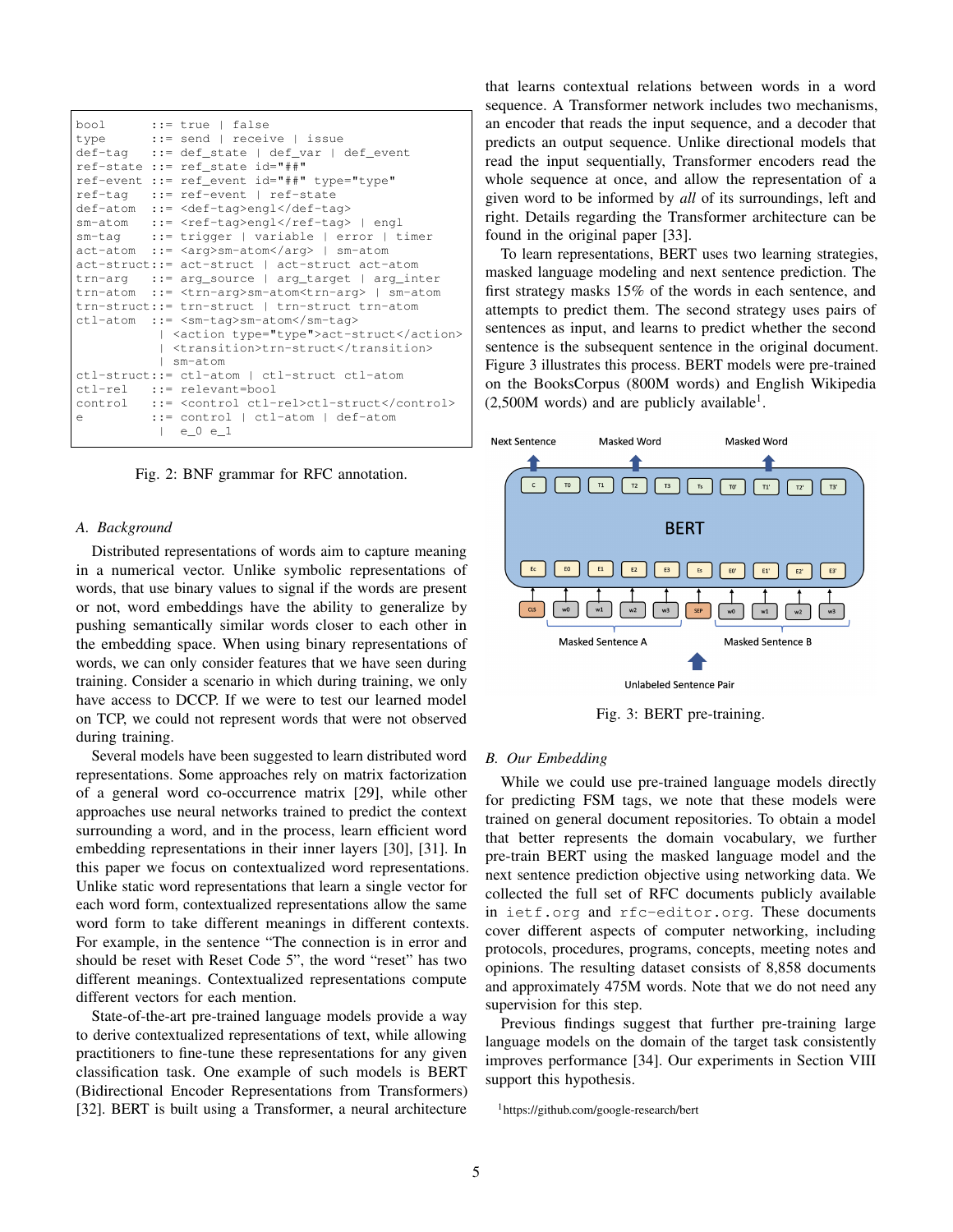```
bool        ::= true | false
type        ::= send | receive | issue
def-tag     ::= def_state | def_var | def_event
ref-state ::= ref_state id="##"
ref-event ::= ref_event id="##" type="type"
ref-tag     ::= ref-event | ref-state
def-atom    ::= <def-tag>engl</def-tag>
sm-atom     ::= <ref-tag>engl</ref-tag> | engl
sm-tag      ::= trigger | variable | error | timer
act-atom    ::= <arg>sm-atom</arg> | sm-atom
act-struct::= act-struct | act-struct act-atom
trn-arg     ::= arg_source | arg_target | arg_inter
trn-atom    ::= <trn-arg>sm-atom<trn-arg> | sm-atom
trn-struct::= trn-struct | trn-struct trn-atom
ctl-atom    ::= <sm-tag>sm-atom</sm-tag>
              | <action type="type">act-struct</action>
              | <transition>trn-struct</transition>
              | sm-atom
ctl-struct::= ctl-atom | ctl-struct ctl-atom
ctl-rel     ::= relevant=bool
control     ::= <control ctl-rel>ctl-struct</control>
e           ::= control | ctl-atom | def-atom
              | e_0 e_1
```

Fig. 2: BNF grammar for RFC annotation.

### A. Background

Distributed representations of words aim to capture meaning in a numerical vector. Unlike symbolic representations of words, that use binary values to signal if the words are present or not, word embeddings have the ability to generalize by pushing semantically similar words closer to each other in the embedding space. When using binary representations of words, we can only consider features that we have seen during training. Consider a scenario in which during training, we only have access to DCCP. If we were to test our learned model on TCP, we could not represent words that were not observed during training.

Several models have been suggested to learn distributed word representations. Some approaches rely on matrix factorization of a general word co-occurrence matrix [29], while other approaches use neural networks trained to predict the context surrounding a word, and in the process, learn efficient word embedding representations in their inner layers [30], [31]. In this paper we focus on contextualized word representations. Unlike static word representations that learn a single vector for each word form, contextualized representations allow the same word form to take different meanings in different contexts. For example, in the sentence "The connection is in error and should be reset with Reset Code 5", the word "reset" has two different meanings. Contextualized representations compute different vectors for each mention.

State-of-the-art pre-trained language models provide a way to derive contextualized representations of text, while allowing practitioners to fine-tune these representations for any given classification task. One example of such models is BERT (Bidirectional Encoder Representations from Transformers) [32]. BERT is built using a Transformer, a neural architecture that learns contextual relations between words in a word sequence. A Transformer network includes two mechanisms, an encoder that reads the input sequence, and a decoder that predicts an output sequence. Unlike directional models that read the input sequentially, Transformer encoders read the whole sequence at once, and allow the representation of a given word to be informed by *all* of its surroundings, left and right. Details regarding the Transformer architecture can be found in the original paper [33].

To learn representations, BERT uses two learning strategies, masked language modeling and next sentence prediction. The first strategy masks 15% of the words in each sentence, and attempts to predict them. The second strategy uses pairs of sentences as input, and learns to predict whether the second sentence is the subsequent sentence in the original document. Figure 3 illustrates this process. BERT models were pre-trained on the BooksCorpus (800M words) and English Wikipedia (2,500M words) and are publicly available[1].

Fig. 3: BERT pre-training.

### B. Our Embedding

While we could use pre-trained language models directly for predicting FSM tags, we note that these models were trained on general document repositories. To obtain a model that better represents the domain vocabulary, we further pre-train BERT using the masked language model and the next sentence prediction objective using networking data. We collected the full set of RFC documents publicly available in `ietf.org` and `rfc-editor.org`. These documents cover different aspects of computer networking, including protocols, procedures, programs, concepts, meeting notes and opinions. The resulting dataset consists of 8,858 documents and approximately 475M words. Note that we do not need any supervision for this step.

Previous findings suggest that further pre-training large language models on the domain of the target task consistently improves performance [34]. Our experiments in Section VIII support this hypothesis.

[1] https://github.com/google-research/bert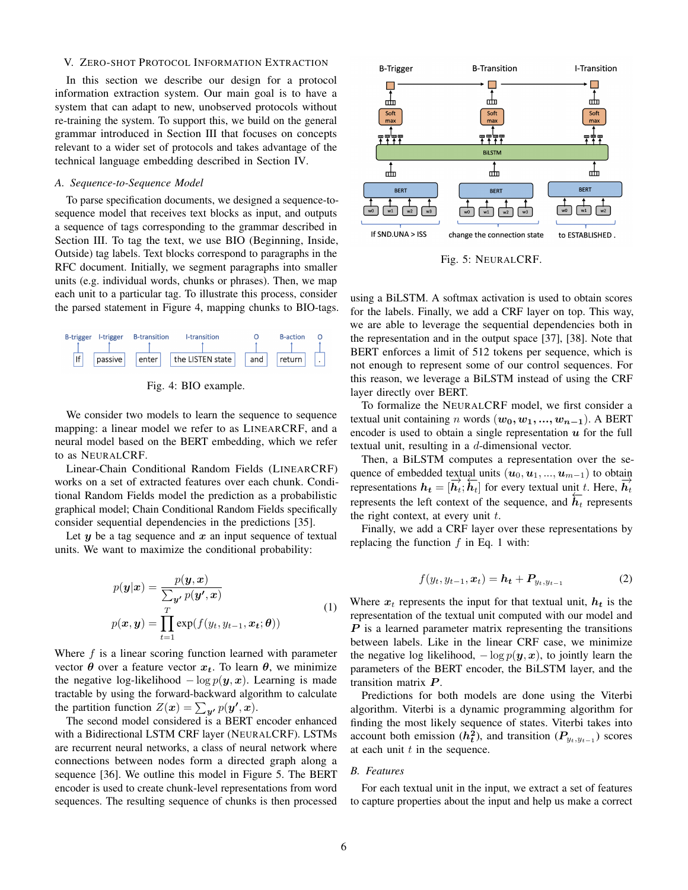## V. Zero-shot Protocol Information Extraction

In this section we describe our design for a protocol information extraction system. Our main goal is to have a system that can adapt to new, unobserved protocols without re-training the system. To support this, we build on the general grammar introduced in Section III that focuses on concepts relevant to a wider set of protocols and takes advantage of the technical language embedding described in Section IV.

### A. Sequence-to-Sequence Model

To parse specification documents, we designed a sequence-to-sequence model that receives text blocks as input, and outputs a sequence of tags corresponding to the grammar described in Section III. To tag the text, we use BIO (Beginning, Inside, Outside) tag labels. Text blocks correspond to paragraphs in the RFC document. Initially, we segment paragraphs into smaller units (e.g. individual words, chunks or phrases). Then, we map each unit to a particular tag. To illustrate this process, consider the parsed statement in Figure 4, mapping chunks to BIO-tags.

| B-trigger | I-trigger | B-transition | I-transition | O | B-action | O |
|---|---|---|---|---|---|---|
| If | passive | enter | the LISTEN state | and | return | . |

Fig. 4: BIO example.

We consider two models to learn the sequence to sequence mapping: a linear model we refer to as LinearCRF, and a neural model based on the BERT embedding, which we refer to as NeuralCRF.

Linear-Chain Conditional Random Fields (LinearCRF) works on a set of extracted features over each chunk. Conditional Random Fields model the prediction as a probabilistic graphical model; Chain Conditional Random Fields specifically consider sequential dependencies in the predictions [35].

Let $\boldsymbol{y}$ be a tag sequence and $\boldsymbol{x}$ an input sequence of textual units. We want to maximize the conditional probability:

$$
\begin{aligned}
p(\boldsymbol{y}|\boldsymbol{x}) &= \frac{p(\boldsymbol{y}, \boldsymbol{x})}{\sum_{\boldsymbol{y'}} p(\boldsymbol{y'}, \boldsymbol{x})} \\
p(\boldsymbol{x}, \boldsymbol{y}) &= \prod_{t=1}^{T} \exp(f(y_t, y_{t-1}, \boldsymbol{x_t}; \boldsymbol{\theta}))
\end{aligned}
\tag{1}
$$

Where $f$ is a linear scoring function learned with parameter vector $\boldsymbol{\theta}$ over a feature vector $\boldsymbol{x_t}$. To learn $\boldsymbol{\theta}$, we minimize the negative log-likelihood $-\log p(\boldsymbol{y}, \boldsymbol{x})$. Learning is made tractable by using the forward-backward algorithm to calculate the partition function $Z(\boldsymbol{x}) = \sum_{\boldsymbol{y'}} p(\boldsymbol{y'}, \boldsymbol{x})$.

The second model considered is a BERT encoder enhanced with a Bidirectional LSTM CRF layer (NeuralCRF). LSTMs are recurrent neural networks, a class of neural network where connections between nodes form a directed graph along a sequence [36]. We outline this model in Figure 5. The BERT encoder is used to create chunk-level representations from word sequences. The resulting sequence of chunks is then processed using a BiLSTM. A softmax activation is used to obtain scores for the labels. Finally, we add a CRF layer on top. This way, we are able to leverage the sequential dependencies both in the representation and in the output space [37], [38]. Note that BERT enforces a limit of 512 tokens per sequence, which is not enough to represent some of our control sequences. For this reason, we leverage a BiLSTM instead of using the CRF layer directly over BERT.

Fig. 5: NeuralCRF.

To formalize the NeuralCRF model, we first consider a textual unit containing $n$ words $(\boldsymbol{w_0}, \boldsymbol{w_1}, ..., \boldsymbol{w_{n-1}})$. A BERT encoder is used to obtain a single representation $\boldsymbol{u}$ for the full textual unit, resulting in a $d$-dimensional vector.

Then, a BiLSTM computes a representation over the sequence of embedded textual units $(\boldsymbol{u}_0, \boldsymbol{u}_1, ..., \boldsymbol{u}_{m-1})$ to obtain representations $\boldsymbol{h_t} = [\overrightarrow{\boldsymbol{h}_t}; \overleftarrow{\boldsymbol{h}_t}]$ for every textual unit $t$. Here, $\overrightarrow{\boldsymbol{h}_t}$ represents the left context of the sequence, and $\overleftarrow{\boldsymbol{h}_t}$ represents the right context, at every unit $t$.

Finally, we add a CRF layer over these representations by replacing the function $f$ in Eq. 1 with:

$$
f(y_t, y_{t-1}, \boldsymbol{x_t}) = \boldsymbol{h_t} + \boldsymbol{P}_{y_t, y_{t-1}} \tag{2}
$$

Where $\boldsymbol{x}_t$ represents the input for that textual unit, $\boldsymbol{h_t}$ is the representation of the textual unit computed with our model and $\boldsymbol{P}$ is a learned parameter matrix representing the transitions between labels. Like in the linear CRF case, we minimize the negative log likelihood, $-\log p(\boldsymbol{y}, \boldsymbol{x})$, to jointly learn the parameters of the BERT encoder, the BiLSTM layer, and the transition matrix $\boldsymbol{P}$.

Predictions for both models are done using the Viterbi algorithm. Viterbi is a dynamic programming algorithm for finding the most likely sequence of states. Viterbi takes into account both emission ($\boldsymbol{h_t^2}$), and transition ($\boldsymbol{P}_{y_t, y_{t-1}}$) scores at each unit $t$ in the sequence.

### B. Features

For each textual unit in the input, we extract a set of features to capture properties about the input and help us make a correct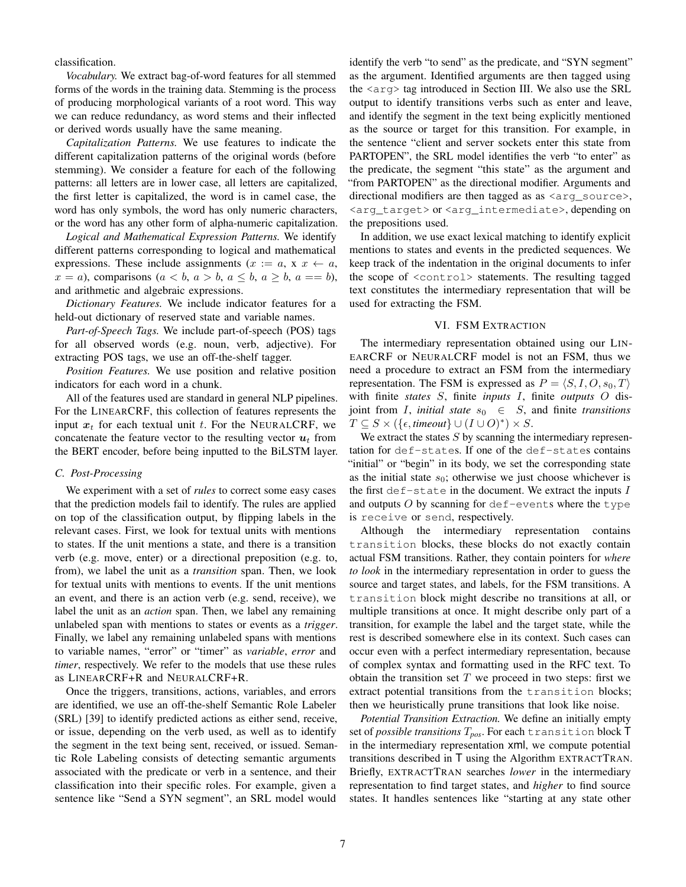classification.

*Vocabulary.* We extract bag-of-word features for all stemmed forms of the words in the training data. Stemming is the process of producing morphological variants of a root word. This way we can reduce redundancy, as word stems and their inflected or derived words usually have the same meaning.

*Capitalization Patterns.* We use features to indicate the different capitalization patterns of the original words (before stemming). We consider a feature for each of the following patterns: all letters are in lower case, all letters are capitalized, the first letter is capitalized, the word is in camel case, the word has only symbols, the word has only numeric characters, or the word has any other form of alpha-numeric capitalization.

*Logical and Mathematical Expression Patterns.* We identify different patterns corresponding to logical and mathematical expressions. These include assignments ($x := a$, x $x \leftarrow a$, $x = a$), comparisons ($a < b$, $a > b$, $a \leq b$, $a \geq b$, $a == b$), and arithmetic and algebraic expressions.

*Dictionary Features.* We include indicator features for a held-out dictionary of reserved state and variable names.

*Part-of-Speech Tags.* We include part-of-speech (POS) tags for all observed words (e.g. noun, verb, adjective). For extracting POS tags, we use an off-the-shelf tagger.

*Position Features.* We use position and relative position indicators for each word in a chunk.

All of the features used are standard in general NLP pipelines. For the LINEARCRF, this collection of features represents the input $\boldsymbol{x}_t$ for each textual unit $t$. For the NEURALCRF, we concatenate the feature vector to the resulting vector $\boldsymbol{u}_t$ from the BERT encoder, before being inputted to the BiLSTM layer.

### C. Post-Processing

We experiment with a set of *rules* to correct some easy cases that the prediction models fail to identify. The rules are applied on top of the classification output, by flipping labels in the relevant cases. First, we look for textual units with mentions to states. If the unit mentions a state, and there is a transition verb (e.g. move, enter) or a directional preposition (e.g. to, from), we label the unit as a *transition* span. Then, we look for textual units with mentions to events. If the unit mentions an event, and there is an action verb (e.g. send, receive), we label the unit as an *action* span. Then, we label any remaining unlabeled span with mentions to states or events as a *trigger*. Finally, we label any remaining unlabeled spans with mentions to variable names, "error" or "timer" as *variable*, *error* and *timer*, respectively. We refer to the models that use these rules as LINEARCRF+R and NEURALCRF+R.

Once the triggers, transitions, actions, variables, and errors are identified, we use an off-the-shelf Semantic Role Labeler (SRL) [39] to identify predicted actions as either send, receive, or issue, depending on the verb used, as well as to identify the segment in the text being sent, received, or issued. Semantic Role Labeling consists of detecting semantic arguments associated with the predicate or verb in a sentence, and their classification into their specific roles. For example, given a sentence like "Send a SYN segment", an SRL model would identify the verb "to send" as the predicate, and "SYN segment" as the argument. Identified arguments are then tagged using the `<arg>` tag introduced in Section III. We also use the SRL output to identify transitions verbs such as enter and leave, and identify the segment in the text being explicitly mentioned as the source or target for this transition. For example, in the sentence "client and server sockets enter this state from PARTOPEN", the SRL model identifies the verb "to enter" as the predicate, the segment "this state" as the argument and "from PARTOPEN" as the directional modifier. Arguments and directional modifiers are then tagged as as `<arg_source>`, `<arg_target>` or `<arg_intermediate>`, depending on the prepositions used.

In addition, we use exact lexical matching to identify explicit mentions to states and events in the predicted sequences. We keep track of the indentation in the original documents to infer the scope of `<control>` statements. The resulting tagged text constitutes the intermediary representation that will be used for extracting the FSM.

## VI. FSM EXTRACTION

The intermediary representation obtained using our LINEARCRF or NEURALCRF model is not an FSM, thus we need a procedure to extract an FSM from the intermediary representation. The FSM is expressed as $P = \langle S, I, O, s_0, T \rangle$ with finite *states* $S$, finite *inputs* $I$, finite *outputs* $O$ disjoint from $I$, *initial state* $s_0 \in S$, and finite *transitions* $T \subseteq S \times (\{\epsilon, \textit{timeout}\} \cup (I \cup O)^*) \times S$.

We extract the states $S$ by scanning the intermediary representation for `def-state`s. If one of the `def-state`s contains "initial" or "begin" in its body, we set the corresponding state as the initial state $s_0$; otherwise we just choose whichever is the first `def-state` in the document. We extract the inputs $I$ and outputs $O$ by scanning for `def-event`s where the `type` is `receive` or `send`, respectively.

Although the intermediary representation contains `transition` blocks, these blocks do not exactly contain actual FSM transitions. Rather, they contain pointers for *where to look* in the intermediary representation in order to guess the source and target states, and labels, for the FSM transitions. A `transition` block might describe no transitions at all, or multiple transitions at once. It might describe only part of a transition, for example the label and the target state, while the rest is described somewhere else in its context. Such cases can occur even with a perfect intermediary representation, because of complex syntax and formatting used in the RFC text. To obtain the transition set $T$ we proceed in two steps: first we extract potential transitions from the `transition` blocks; then we heuristically prune transitions that look like noise.

*Potential Transition Extraction.* We define an initially empty set of *possible transitions* $T_{pos}$. For each `transition` block $\mathsf{T}$ in the intermediary representation $\mathsf{xml}$, we compute potential transitions described in $\mathsf{T}$ using the Algorithm EXTRACTTRAN. Briefly, EXTRACTTRAN searches *lower* in the intermediary representation to find target states, and *higher* to find source states. It handles sentences like "starting at any state other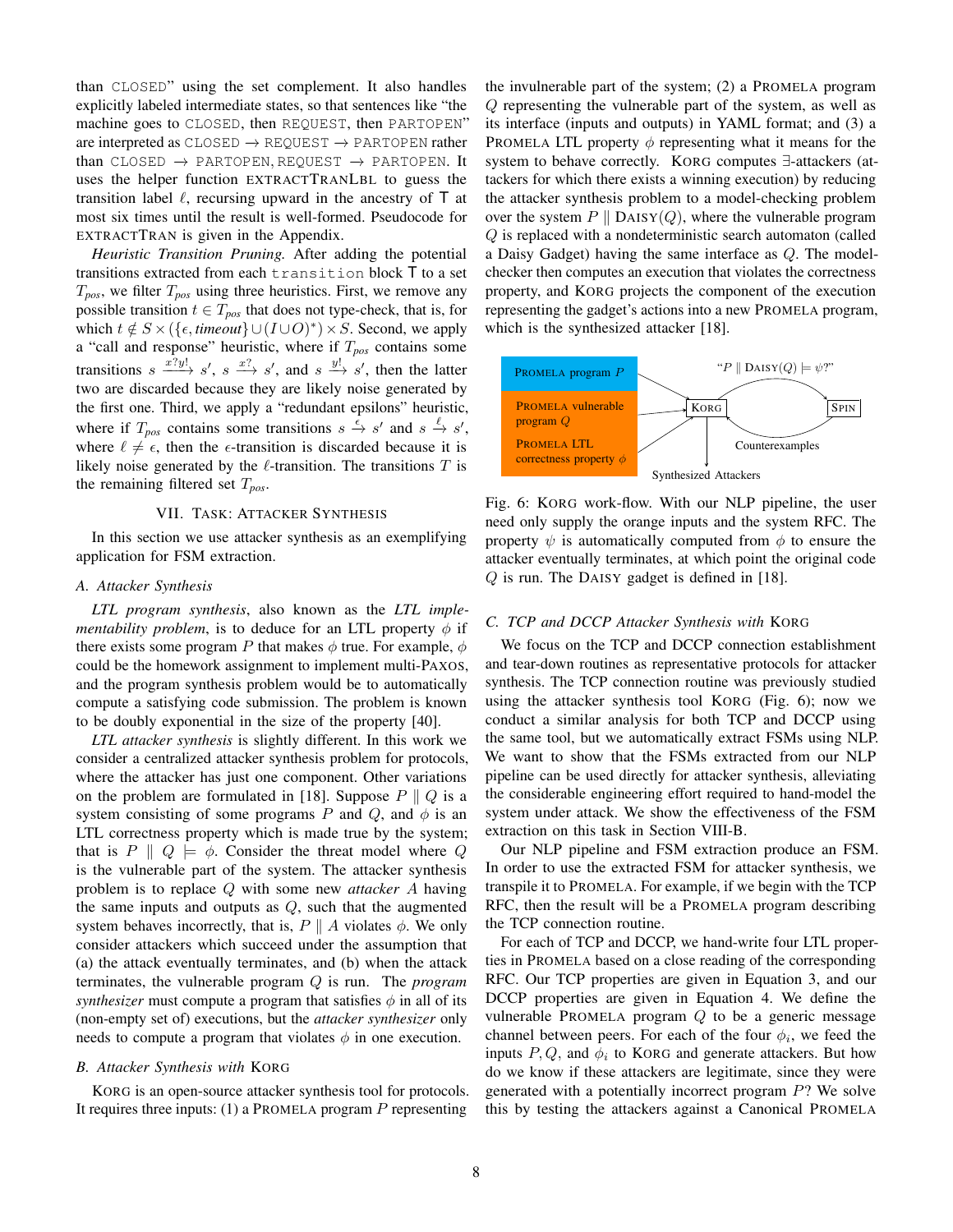than CLOSED" using the set complement. It also handles explicitly labeled intermediate states, so that sentences like "the machine goes to CLOSED, then REQUEST, then PARTOPEN" are interpreted as CLOSED → REQUEST → PARTOPEN rather than CLOSED → PARTOPEN, REQUEST → PARTOPEN. It uses the helper function EXTRACTTRANLBL to guess the transition label $\ell$, recursing upward in the ancestry of T at most six times until the result is well-formed. Pseudocode for EXTRACTTRAN is given in the Appendix.

*Heuristic Transition Pruning.* After adding the potential transitions extracted from each `transition` block T to a set $T_{pos}$, we filter $T_{pos}$ using three heuristics. First, we remove any possible transition $t \in T_{pos}$ that does not type-check, that is, for which $t \notin S \times (\{\epsilon, \mathit{timeout}\} \cup (I \cup O)^*) \times S$. Second, we apply a "call and response" heuristic, where if $T_{pos}$ contains some transitions $s \xrightarrow{x?y!} s'$, $s \xrightarrow{x?} s'$, and $s \xrightarrow{y!} s'$, then the latter two are discarded because they are likely noise generated by the first one. Third, we apply a "redundant epsilons" heuristic, where if $T_{pos}$ contains some transitions $s \xrightarrow{\epsilon} s'$ and $s \xrightarrow{\ell} s'$, where $\ell \neq \epsilon$, then the $\epsilon$-transition is discarded because it is likely noise generated by the $\ell$-transition. The transitions $T$ is the remaining filtered set $T_{pos}$.

## VII. Task: Attacker Synthesis

In this section we use attacker synthesis as an exemplifying application for FSM extraction.

### A. Attacker Synthesis

*LTL program synthesis*, also known as the *LTL implementability problem*, is to deduce for an LTL property $\phi$ if there exists some program $P$ that makes $\phi$ true. For example, $\phi$ could be the homework assignment to implement multi-PAXOS, and the program synthesis problem would be to automatically compute a satisfying code submission. The problem is known to be doubly exponential in the size of the property [40].

*LTL attacker synthesis* is slightly different. In this work we consider a centralized attacker synthesis problem for protocols, where the attacker has just one component. Other variations on the problem are formulated in [18]. Suppose $P \parallel Q$ is a system consisting of some programs $P$ and $Q$, and $\phi$ is an LTL correctness property which is made true by the system; that is $P \parallel Q \models \phi$. Consider the threat model where $Q$ is the vulnerable part of the system. The attacker synthesis problem is to replace $Q$ with some new *attacker* $A$ having the same inputs and outputs as $Q$, such that the augmented system behaves incorrectly, that is, $P \parallel A$ violates $\phi$. We only consider attackers which succeed under the assumption that (a) the attack eventually terminates, and (b) when the attack terminates, the vulnerable program $Q$ is run. The *program synthesizer* must compute a program that satisfies $\phi$ in all of its (non-empty set of) executions, but the *attacker synthesizer* only needs to compute a program that violates $\phi$ in one execution.

### B. Attacker Synthesis with KORG

KORG is an open-source attacker synthesis tool for protocols. It requires three inputs: (1) a PROMELA program $P$ representing the invulnerable part of the system; (2) a PROMELA program $Q$ representing the vulnerable part of the system, as well as its interface (inputs and outputs) in YAML format; and (3) a PROMELA LTL property $\phi$ representing what it means for the system to behave correctly. KORG computes $\exists$-attackers (attackers for which there exists a winning execution) by reducing the attacker synthesis problem to a model-checking problem over the system $P \parallel \text{DAISY}(Q)$, where the vulnerable program $Q$ is replaced with a nondeterministic search automaton (called a Daisy Gadget) having the same interface as $Q$. The model-checker then computes an execution that violates the correctness property, and KORG projects the component of the execution representing the gadget's actions into a new PROMELA program, which is the synthesized attacker [18].

| PROMELA program $P$ |
|---|
| PROMELA vulnerable program $Q$ |
| PROMELA LTL correctness property $\phi$ |

"$P \parallel \text{DAISY}(Q) \models \psi$?" → KORG → SPIN; Counterexamples; Synthesized Attackers

Fig. 6: KORG work-flow. With our NLP pipeline, the user need only supply the orange inputs and the system RFC. The property $\psi$ is automatically computed from $\phi$ to ensure the attacker eventually terminates, at which point the original code $Q$ is run. The DAISY gadget is defined in [18].

### C. TCP and DCCP Attacker Synthesis with KORG

We focus on the TCP and DCCP connection establishment and tear-down routines as representative protocols for attacker synthesis. The TCP connection routine was previously studied using the attacker synthesis tool KORG (Fig. 6); now we conduct a similar analysis for both TCP and DCCP using the same tool, but we automatically extract FSMs using NLP. We want to show that the FSMs extracted from our NLP pipeline can be used directly for attacker synthesis, alleviating the considerable engineering effort required to hand-model the system under attack. We show the effectiveness of the FSM extraction on this task in Section VIII-B.

Our NLP pipeline and FSM extraction produce an FSM. In order to use the extracted FSM for attacker synthesis, we transpile it to PROMELA. For example, if we begin with the TCP RFC, then the result will be a PROMELA program describing the TCP connection routine.

For each of TCP and DCCP, we hand-write four LTL properties in PROMELA based on a close reading of the corresponding RFC. Our TCP properties are given in Equation 3, and our DCCP properties are given in Equation 4. We define the vulnerable PROMELA program $Q$ to be a generic message channel between peers. For each of the four $\phi_i$, we feed the inputs $P, Q$, and $\phi_i$ to KORG and generate attackers. But how do we know if these attackers are legitimate, since they were generated with a potentially incorrect program $P$? We solve this by testing the attackers against a Canonical PROMELA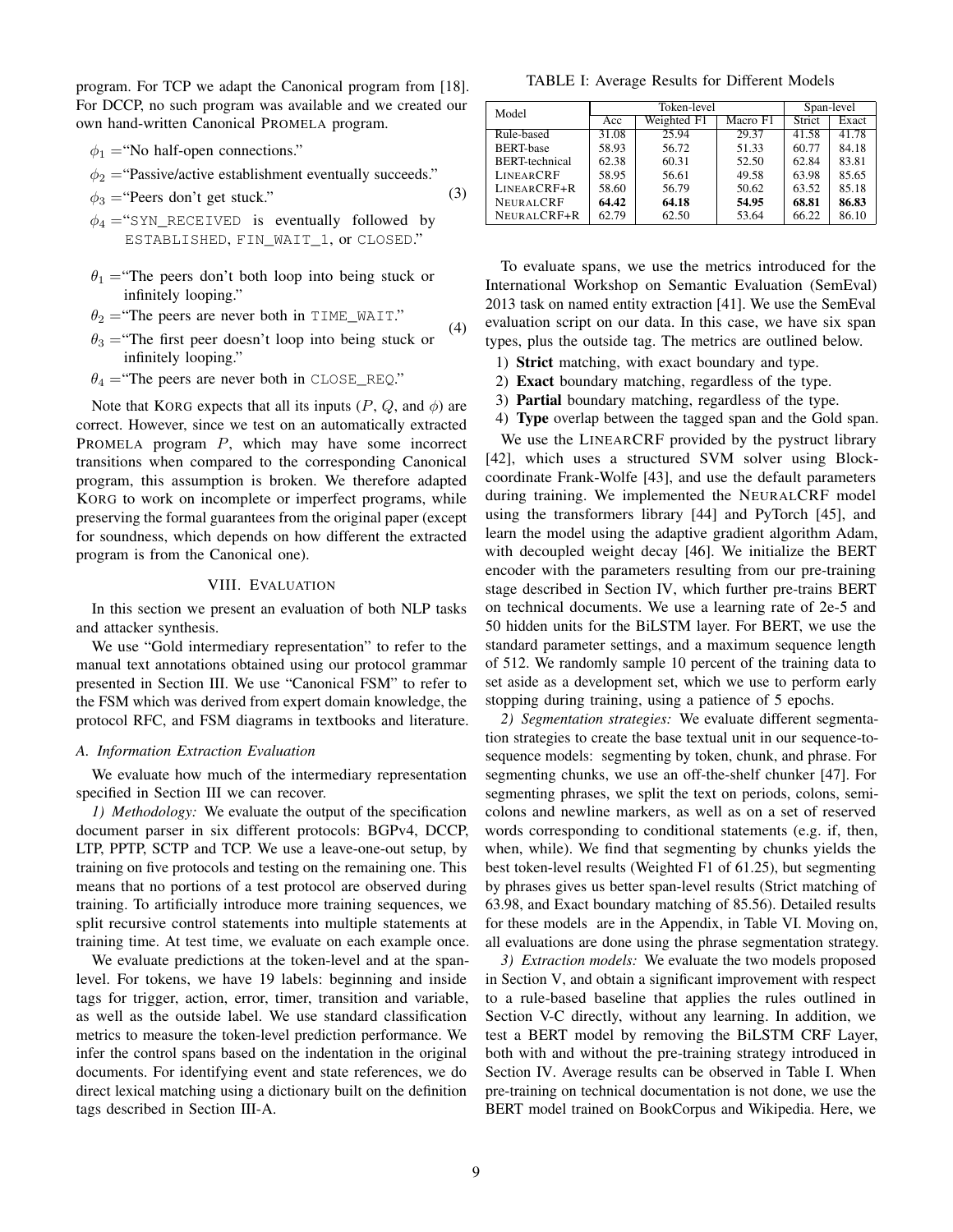program. For TCP we adapt the Canonical program from [18]. For DCCP, no such program was available and we created our own hand-written Canonical PROMELA program.

$$
\begin{aligned}
&\phi_1 = \text{"No half-open connections."}\\
&\phi_2 = \text{"Passive/active establishment eventually succeeds."}\\
&\phi_3 = \text{"Peers don't get stuck."}\\
&\phi_4 = \text{"SYN\_RECEIVED is eventually followed by ESTABLISHED, FIN\_WAIT\_1, or CLOSED."}
\end{aligned} \quad (3)
$$

$$
\begin{aligned}
&\theta_1 = \text{"The peers don't both loop into being stuck or infinitely looping."}\\
&\theta_2 = \text{"The peers are never both in TIME\_WAIT."}\\
&\theta_3 = \text{"The first peer doesn't loop into being stuck or infinitely looping."}\\
&\theta_4 = \text{"The peers are never both in CLOSE\_REQ."}
\end{aligned} \quad (4)
$$

Note that KORG expects that all its inputs ($P$, $Q$, and $\phi$) are correct. However, since we test on an automatically extracted PROMELA program $P$, which may have some incorrect transitions when compared to the corresponding Canonical program, this assumption is broken. We therefore adapted KORG to work on incomplete or imperfect programs, while preserving the formal guarantees from the original paper (except for soundness, which depends on how different the extracted program is from the Canonical one).

## VIII. EVALUATION

In this section we present an evaluation of both NLP tasks and attacker synthesis.

We use "Gold intermediary representation" to refer to the manual text annotations obtained using our protocol grammar presented in Section III. We use "Canonical FSM" to refer to the FSM which was derived from expert domain knowledge, the protocol RFC, and FSM diagrams in textbooks and literature.

### A. Information Extraction Evaluation

We evaluate how much of the intermediary representation specified in Section III we can recover.

*1) Methodology:* We evaluate the output of the specification document parser in six different protocols: BGPv4, DCCP, LTP, PPTP, SCTP and TCP. We use a leave-one-out setup, by training on five protocols and testing on the remaining one. This means that no portions of a test protocol are observed during training. To artificially introduce more training sequences, we split recursive control statements into multiple statements at training time. At test time, we evaluate on each example once.

We evaluate predictions at the token-level and at the span-level. For tokens, we have 19 labels: beginning and inside tags for trigger, action, error, timer, transition and variable, as well as the outside label. We use standard classification metrics to measure the token-level prediction performance. We infer the control spans based on the indentation in the original documents. For identifying event and state references, we do direct lexical matching using a dictionary built on the definition tags described in Section III-A.

TABLE I: Average Results for Different Models

| Model | Token-level | | | Span-level | |
|---|---|---|---|---|---|
| | Acc | Weighted F1 | Macro F1 | Strict | Exact |
| Rule-based | 31.08 | 25.94 | 29.37 | 41.58 | 41.78 |
| BERT-base | 58.93 | 56.72 | 51.33 | 60.77 | 84.18 |
| BERT-technical | 62.38 | 60.31 | 52.50 | 62.84 | 83.81 |
| LINEARCRF | 58.95 | 56.61 | 49.58 | 63.98 | 85.65 |
| LINEARCRF+R | 58.60 | 56.79 | 50.62 | 63.52 | 85.18 |
| NEURALCRF | **64.42** | **64.18** | **54.95** | **68.81** | **86.83** |
| NEURALCRF+R | 62.79 | 62.50 | 53.64 | 66.22 | 86.10 |

To evaluate spans, we use the metrics introduced for the International Workshop on Semantic Evaluation (SemEval) 2013 task on named entity extraction [41]. We use the SemEval evaluation script on our data. In this case, we have six span types, plus the outside tag. The metrics are outlined below.

1) **Strict** matching, with exact boundary and type.
2) **Exact** boundary matching, regardless of the type.
3) **Partial** boundary matching, regardless of the type.
4) **Type** overlap between the tagged span and the Gold span.

We use the LINEARCRF provided by the pystruct library [42], which uses a structured SVM solver using Block-coordinate Frank-Wolfe [43], and use the default parameters during training. We implemented the NEURALCRF model using the transformers library [44] and PyTorch [45], and learn the model using the adaptive gradient algorithm Adam, with decoupled weight decay [46]. We initialize the BERT encoder with the parameters resulting from our pre-training stage described in Section IV, which further pre-trains BERT on technical documents. We use a learning rate of 2e-5 and 50 hidden units for the BiLSTM layer. For BERT, we use the standard parameter settings, and a maximum sequence length of 512. We randomly sample 10 percent of the training data to set aside as a development set, which we use to perform early stopping during training, using a patience of 5 epochs.

*2) Segmentation strategies:* We evaluate different segmentation strategies to create the base textual unit in our sequence-to-sequence models: segmenting by token, chunk, and phrase. For segmenting chunks, we use an off-the-shelf chunker [47]. For segmenting phrases, we split the text on periods, colons, semi-colons and newline markers, as well as on a set of reserved words corresponding to conditional statements (e.g. if, then, when, while). We find that segmenting by chunks yields the best token-level results (Weighted F1 of 61.25), but segmenting by phrases gives us better span-level results (Strict matching of 63.98, and Exact boundary matching of 85.56). Detailed results for these models are in the Appendix, in Table VI. Moving on, all evaluations are done using the phrase segmentation strategy.

*3) Extraction models:* We evaluate the two models proposed in Section V, and obtain a significant improvement with respect to a rule-based baseline that applies the rules outlined in Section V-C directly, without any learning. In addition, we test a BERT model by removing the BiLSTM CRF Layer, both with and without the pre-training strategy introduced in Section IV. Average results can be observed in Table I. When pre-training on technical documentation is not done, we use the BERT model trained on BookCorpus and Wikipedia. Here, we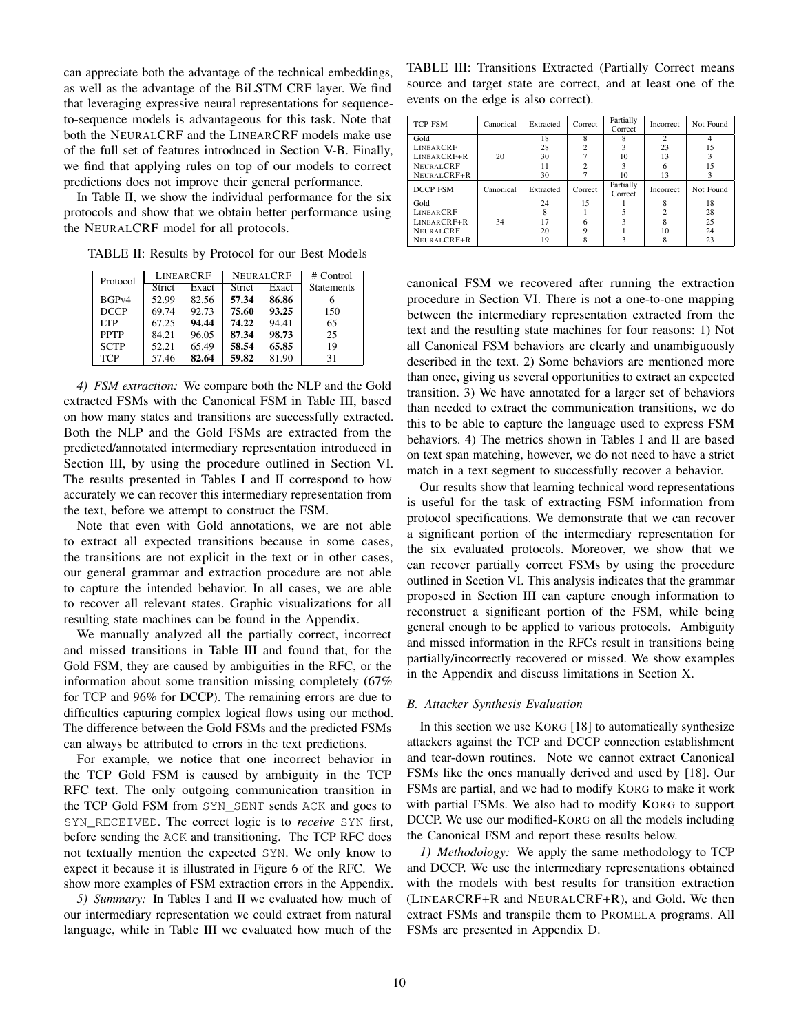can appreciate both the advantage of the technical embeddings, as well as the advantage of the BiLSTM CRF layer. We find that leveraging expressive neural representations for sequence-to-sequence models is advantageous for this task. Note that both the NEURALCRF and the LINEARCRF models make use of the full set of features introduced in Section V-B. Finally, we find that applying rules on top of our models to correct predictions does not improve their general performance.

In Table II, we show the individual performance for the six protocols and show that we obtain better performance using the NEURALCRF model for all protocols.

TABLE II: Results by Protocol for our Best Models

| Protocol | LINEARCRF | | NEURALCRF | | # Control |
|---|---|---|---|---|---|
| | Strict | Exact | Strict | Exact | Statements |
| BGPv4 | 52.99 | 82.56 | **57.34** | **86.86** | 6 |
| DCCP | 69.74 | 92.73 | **75.60** | **93.25** | 150 |
| LTP | 67.25 | **94.44** | **74.22** | 94.41 | 65 |
| PPTP | 84.21 | 96.05 | **87.34** | **98.73** | 25 |
| SCTP | 52.21 | 65.49 | **58.54** | **65.85** | 19 |
| TCP | 57.46 | **82.64** | **59.82** | 81.90 | 31 |

*4) FSM extraction:* We compare both the NLP and the Gold extracted FSMs with the Canonical FSM in Table III, based on how many states and transitions are successfully extracted. Both the NLP and the Gold FSMs are extracted from the predicted/annotated intermediary representation introduced in Section III, by using the procedure outlined in Section VI. The results presented in Tables I and II correspond to how accurately we can recover this intermediary representation from the text, before we attempt to construct the FSM.

Note that even with Gold annotations, we are not able to extract all expected transitions because in some cases, the transitions are not explicit in the text or in other cases, our general grammar and extraction procedure are not able to capture the intended behavior. In all cases, we are able to recover all relevant states. Graphic visualizations for all resulting state machines can be found in the Appendix.

We manually analyzed all the partially correct, incorrect and missed transitions in Table III and found that, for the Gold FSM, they are caused by ambiguities in the RFC, or the information about some transition missing completely (67% for TCP and 96% for DCCP). The remaining errors are due to difficulties capturing complex logical flows using our method. The difference between the Gold FSMs and the predicted FSMs can always be attributed to errors in the text predictions.

For example, we notice that one incorrect behavior in the TCP Gold FSM is caused by ambiguity in the TCP RFC text. The only outgoing communication transition in the TCP Gold FSM from `SYN_SENT` sends `ACK` and goes to `SYN_RECEIVED`. The correct logic is to *receive* `SYN` first, before sending the `ACK` and transitioning. The TCP RFC does not textually mention the expected `SYN`. We only know to expect it because it is illustrated in Figure 6 of the RFC. We show more examples of FSM extraction errors in the Appendix.

*5) Summary:* In Tables I and II we evaluated how much of our intermediary representation we could extract from natural language, while in Table III we evaluated how much of the canonical FSM we recovered after running the extraction procedure in Section VI. There is not a one-to-one mapping between the intermediary representation extracted from the text and the resulting state machines for four reasons: 1) Not all Canonical FSM behaviors are clearly and unambiguously described in the text. 2) Some behaviors are mentioned more than once, giving us several opportunities to extract an expected transition. 3) We have annotated for a larger set of behaviors than needed to extract the communication transitions, we do this to be able to capture the language used to express FSM behaviors. 4) The metrics shown in Tables I and II are based on text span matching, however, we do not need to have a strict match in a text segment to successfully recover a behavior.

TABLE III: Transitions Extracted (Partially Correct means source and target state are correct, and at least one of the events on the edge is also correct).

| TCP FSM | Canonical | Extracted | Correct | Partially Correct | Incorrect | Not Found |
|---|---|---|---|---|---|---|
| Gold | 20 | 18 | 8 | 8 | 2 | 4 |
| LINEARCRF | | 28 | 2 | 3 | 23 | 15 |
| LINEARCRF+R | | 30 | 7 | 10 | 13 | 3 |
| NEURALCRF | | 11 | 2 | 3 | 6 | 15 |
| NEURALCRF+R | | 30 | 7 | 10 | 13 | 3 |
| **DCCP FSM** | **Canonical** | **Extracted** | **Correct** | **Partially Correct** | **Incorrect** | **Not Found** |
| Gold | 34 | 24 | 15 | 1 | 8 | 18 |
| LINEARCRF | | 8 | 1 | 5 | 2 | 28 |
| LINEARCRF+R | | 17 | 6 | 3 | 8 | 25 |
| NEURALCRF | | 20 | 9 | 1 | 10 | 24 |
| NEURALCRF+R | | 19 | 8 | 3 | 8 | 23 |

Our results show that learning technical word representations is useful for the task of extracting FSM information from protocol specifications. We demonstrate that we can recover a significant portion of the intermediary representation for the six evaluated protocols. Moreover, we show that we can recover partially correct FSMs by using the procedure outlined in Section VI. This analysis indicates that the grammar proposed in Section III can capture enough information to reconstruct a significant portion of the FSM, while being general enough to be applied to various protocols. Ambiguity and missed information in the RFCs result in transitions being partially/incorrectly recovered or missed. We show examples in the Appendix and discuss limitations in Section X.

### B. Attacker Synthesis Evaluation

In this section we use KORG [18] to automatically synthesize attackers against the TCP and DCCP connection establishment and tear-down routines. Note we cannot extract Canonical FSMs like the ones manually derived and used by [18]. Our FSMs are partial, and we had to modify KORG to make it work with partial FSMs. We also had to modify KORG to support DCCP. We use our modified-KORG on all the models including the Canonical FSM and report these results below.

*1) Methodology:* We apply the same methodology to TCP and DCCP. We use the intermediary representations obtained with the models with best results for transition extraction (LINEARCRF+R and NEURALCRF+R), and Gold. We then extract FSMs and transpile them to PROMELA programs. All FSMs are presented in Appendix D.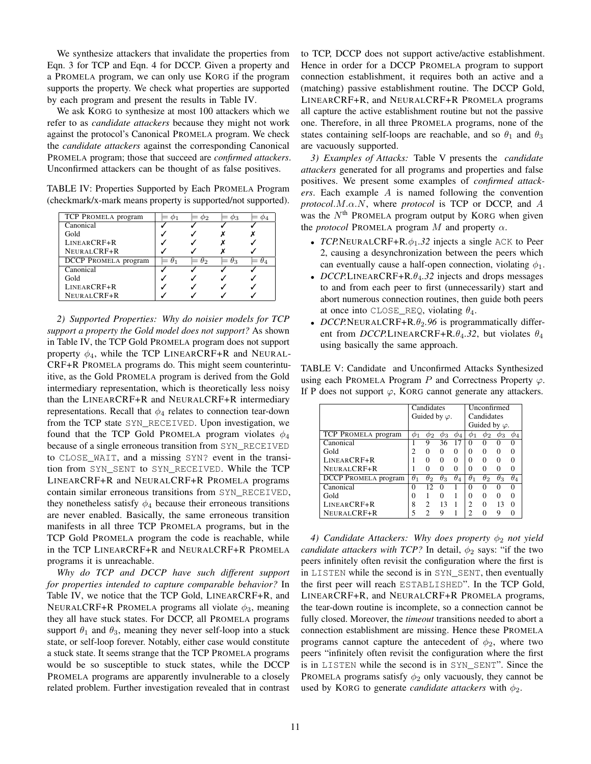We synthesize attackers that invalidate the properties from Eqn. 3 for TCP and Eqn. 4 for DCCP. Given a property and a PROMELA program, we can only use KORG if the program supports the property. We check what properties are supported by each program and present the results in Table IV.

We ask KORG to synthesize at most 100 attackers which we refer to as *candidate attackers* because they might not work against the protocol's Canonical PROMELA program. We check the *candidate attackers* against the corresponding Canonical PROMELA program; those that succeed are *confirmed attackers*. Unconfirmed attackers can be thought of as false positives.

TABLE IV: Properties Supported by Each PROMELA Program (checkmark/x-mark means property is supported/not supported).

| TCP PROMELA program | $\models \phi_1$ | $\models \phi_2$ | $\models \phi_3$ | $\models \phi_4$ |
|---|---|---|---|---|
| Canonical | ✓ | ✓ | ✓ | ✓ |
| Gold | ✓ | ✓ | ✗ | ✗ |
| LINEARCRF+R | ✓ | ✓ | ✗ | ✓ |
| NEURALCRF+R | ✓ | ✓ | ✗ | ✓ |
| **DCCP PROMELA program** | $\models \theta_1$ | $\models \theta_2$ | $\models \theta_3$ | $\models \theta_4$ |
| Canonical | ✓ | ✓ | ✓ | ✓ |
| Gold | ✓ | ✓ | ✓ | ✓ |
| LINEARCRF+R | ✓ | ✓ | ✓ | ✓ |
| NEURALCRF+R | ✓ | ✓ | ✓ | ✓ |

*2) Supported Properties: Why do noisier models for TCP support a property the Gold model does not support?* As shown in Table IV, the TCP Gold PROMELA program does not support property $\phi_4$, while the TCP LINEARCRF+R and NEURALCRF+R PROMELA programs do. This might seem counterintuitive, as the Gold PROMELA program is derived from the Gold intermediary representation, which is theoretically less noisy than the LINEARCRF+R and NEURALCRF+R intermediary representations. Recall that $\phi_4$ relates to connection tear-down from the TCP state SYN_RECEIVED. Upon investigation, we found that the TCP Gold PROMELA program violates $\phi_4$ because of a single erroneous transition from SYN_RECEIVED to CLOSE_WAIT, and a missing SYN? event in the transition from SYN_SENT to SYN_RECEIVED. While the TCP LINEARCRF+R and NEURALCRF+R PROMELA programs contain similar erroneous transitions from SYN_RECEIVED, they nonetheless satisfy $\phi_4$ because their erroneous transitions are never enabled. Basically, the same erroneous transition manifests in all three TCP PROMELA programs, but in the TCP Gold PROMELA program the code is reachable, while in the TCP LINEARCRF+R and NEURALCRF+R PROMELA programs it is unreachable.

*Why do TCP and DCCP have such different support for properties intended to capture comparable behavior?* In Table IV, we notice that the TCP Gold, LINEARCRF+R, and NEURALCRF+R PROMELA programs all violate $\phi_3$, meaning they all have stuck states. For DCCP, all PROMELA programs support $\theta_1$ and $\theta_3$, meaning they never self-loop into a stuck state, or self-loop forever. Notably, either case would constitute a stuck state. It seems strange that the TCP PROMELA programs would be so susceptible to stuck states, while the DCCP PROMELA programs are apparently invulnerable to a closely related problem. Further investigation revealed that in contrast to TCP, DCCP does not support active/active establishment. Hence in order for a DCCP PROMELA program to support connection establishment, it requires both an active and a (matching) passive establishment routine. The DCCP Gold, LINEARCRF+R, and NEURALCRF+R PROMELA programs all capture the active establishment routine but not the passive one. Therefore, in all three PROMELA programs, none of the states containing self-loops are reachable, and so $\theta_1$ and $\theta_3$ are vacuously supported.

*3) Examples of Attacks:* Table V presents the *candidate attackers* generated for all programs and properties and false positives. We present some examples of *confirmed attackers*. Each example $A$ is named following the convention *protocol*.$M$.$\alpha$.$N$, where *protocol* is TCP or DCCP, and $A$ was the $N^{\text{th}}$ PROMELA program output by KORG when given the *protocol* PROMELA program $M$ and property $\alpha$.

- *TCP.*NEURALCRF+R.$\phi_1$*.32* injects a single ACK to Peer 2, causing a desynchronization between the peers which can eventually cause a half-open connection, violating $\phi_1$.
- *DCCP.*LINEARCRF+R.$\theta_4$*.32* injects and drops messages to and from each peer to first (unnecessarily) start and abort numerous connection routines, then guide both peers at once into CLOSE_REQ, violating $\theta_4$.
- *DCCP.*NEURALCRF+R.$\theta_2$*.96* is programmatically different from *DCCP.*LINEARCRF+R.$\theta_4$*.32*, but violates $\theta_4$ using basically the same approach.

TABLE V: Candidate and Unconfirmed Attacks Synthesized using each PROMELA Program $P$ and Correctness Property $\varphi$. If P does not support $\varphi$, KORG cannot generate any attackers.

| | Candidates Guided by $\varphi$. | | | | Unconfirmed Candidates Guided by $\varphi$. | | | |
|---|---|---|---|---|---|---|---|---|
| TCP PROMELA program | $\phi_1$ | $\phi_2$ | $\phi_3$ | $\phi_4$ | $\phi_1$ | $\phi_2$ | $\phi_3$ | $\phi_4$ |
| Canonical | 1 | 9 | 36 | 17 | 0 | 0 | 0 | 0 |
| Gold | 2 | 0 | 0 | 0 | 0 | 0 | 0 | 0 |
| LINEARCRF+R | 1 | 0 | 0 | 0 | 0 | 0 | 0 | 0 |
| NEURALCRF+R | 1 | 0 | 0 | 0 | 0 | 0 | 0 | 0 |
| DCCP PROMELA program | $\theta_1$ | $\theta_2$ | $\theta_3$ | $\theta_4$ | $\theta_1$ | $\theta_2$ | $\theta_3$ | $\theta_4$ |
| Canonical | 0 | 12 | 0 | 1 | 0 | 0 | 0 | 0 |
| Gold | 0 | 1 | 0 | 1 | 0 | 0 | 0 | 0 |
| LINEARCRF+R | 8 | 2 | 13 | 1 | 2 | 0 | 13 | 0 |
| NEURALCRF+R | 5 | 2 | 9 | 1 | 2 | 0 | 9 | 0 |

*4) Candidate Attackers: Why does property $\phi_2$ not yield candidate attackers with TCP?* In detail, $\phi_2$ says: "if the two peers infinitely often revisit the configuration where the first is in LISTEN while the second is in SYN_SENT, then eventually the first peer will reach ESTABLISHED". In the TCP Gold, LINEARCRF+R, and NEURALCRF+R PROMELA programs, the tear-down routine is incomplete, so a connection cannot be fully closed. Moreover, the *timeout* transitions needed to abort a connection establishment are missing. Hence these PROMELA programs cannot capture the antecedent of $\phi_2$, where two peers "infinitely often revisit the configuration where the first is in LISTEN while the second is in SYN_SENT". Since the PROMELA programs satisfy $\phi_2$ only vacuously, they cannot be used by KORG to generate *candidate attackers* with $\phi_2$.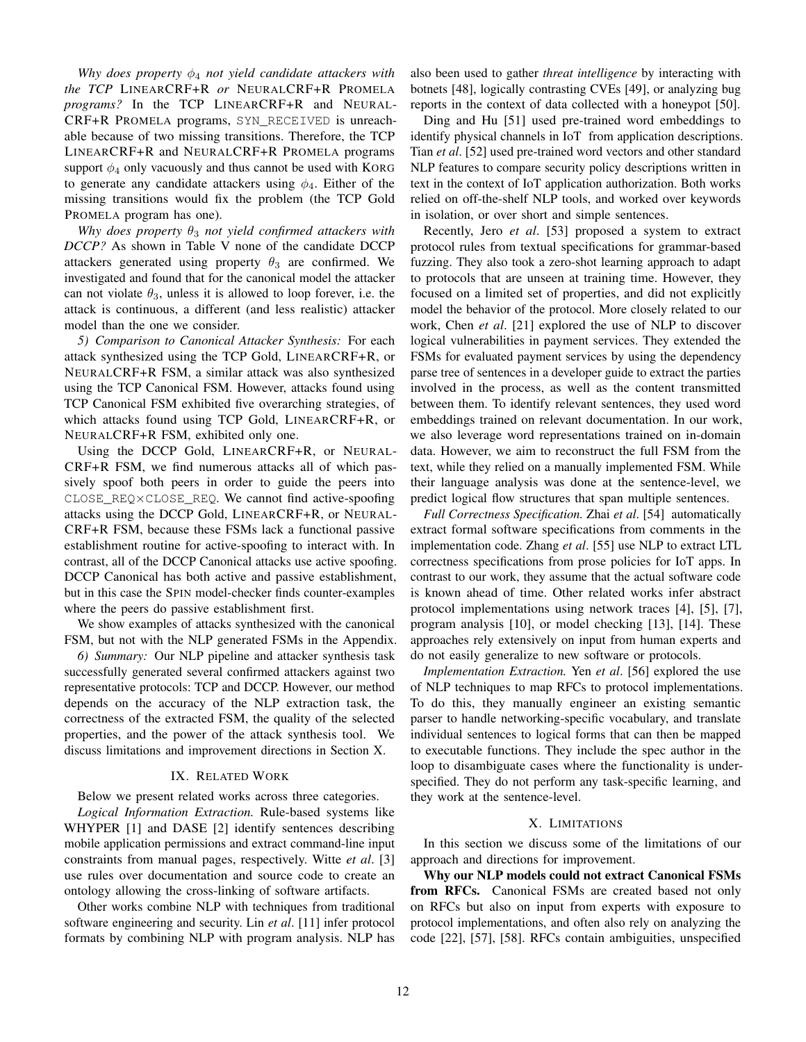*Why does property $\phi_4$ not yield candidate attackers with the TCP* LINEARCRF+R *or* NEURALCRF+R PROMELA *programs?* In the TCP LINEARCRF+R and NEURALCRF+R PROMELA programs, `SYN_RECEIVED` is unreachable because of two missing transitions. Therefore, the TCP LINEARCRF+R and NEURALCRF+R PROMELA programs support $\phi_4$ only vacuously and thus cannot be used with KORG to generate any candidate attackers using $\phi_4$. Either of the missing transitions would fix the problem (the TCP Gold PROMELA program has one).

*Why does property $\theta_3$ not yield confirmed attackers with DCCP?* As shown in Table V none of the candidate DCCP attackers generated using property $\theta_3$ are confirmed. We investigated and found that for the canonical model the attacker can not violate $\theta_3$, unless it is allowed to loop forever, i.e. the attack is continuous, a different (and less realistic) attacker model than the one we consider.

*5) Comparison to Canonical Attacker Synthesis:* For each attack synthesized using the TCP Gold, LINEARCRF+R, or NEURALCRF+R FSM, a similar attack was also synthesized using the TCP Canonical FSM. However, attacks found using TCP Canonical FSM exhibited five overarching strategies, of which attacks found using TCP Gold, LINEARCRF+R, or NEURALCRF+R FSM, exhibited only one.

Using the DCCP Gold, LINEARCRF+R, or NEURALCRF+R FSM, we find numerous attacks all of which passively spoof both peers in order to guide the peers into `CLOSE_REQ`$\times$`CLOSE_REQ`. We cannot find active-spoofing attacks using the DCCP Gold, LINEARCRF+R, or NEURALCRF+R FSM, because these FSMs lack a functional passive establishment routine for active-spoofing to interact with. In contrast, all of the DCCP Canonical attacks use active spoofing. DCCP Canonical has both active and passive establishment, but in this case the SPIN model-checker finds counter-examples where the peers do passive establishment first.

We show examples of attacks synthesized with the canonical FSM, but not with the NLP generated FSMs in the Appendix.

*6) Summary:* Our NLP pipeline and attacker synthesis task successfully generated several confirmed attackers against two representative protocols: TCP and DCCP. However, our method depends on the accuracy of the NLP extraction task, the correctness of the extracted FSM, the quality of the selected properties, and the power of the attack synthesis tool. We discuss limitations and improvement directions in Section X.

## IX. RELATED WORK

Below we present related works across three categories.

*Logical Information Extraction.* Rule-based systems like WHYPER [1] and DASE [2] identify sentences describing mobile application permissions and extract command-line input constraints from manual pages, respectively. Witte *et al*. [3] use rules over documentation and source code to create an ontology allowing the cross-linking of software artifacts.

Other works combine NLP with techniques from traditional software engineering and security. Lin *et al*. [11] infer protocol formats by combining NLP with program analysis. NLP has also been used to gather *threat intelligence* by interacting with botnets [48], logically contrasting CVEs [49], or analyzing bug reports in the context of data collected with a honeypot [50].

Ding and Hu [51] used pre-trained word embeddings to identify physical channels in IoT from application descriptions. Tian *et al*. [52] used pre-trained word vectors and other standard NLP features to compare security policy descriptions written in text in the context of IoT application authorization. Both works relied on off-the-shelf NLP tools, and worked over keywords in isolation, or over short and simple sentences.

Recently, Jero *et al*. [53] proposed a system to extract protocol rules from textual specifications for grammar-based fuzzing. They also took a zero-shot learning approach to adapt to protocols that are unseen at training time. However, they focused on a limited set of properties, and did not explicitly model the behavior of the protocol. More closely related to our work, Chen *et al*. [21] explored the use of NLP to discover logical vulnerabilities in payment services. They extended the FSMs for evaluated payment services by using the dependency parse tree of sentences in a developer guide to extract the parties involved in the process, as well as the content transmitted between them. To identify relevant sentences, they used word embeddings trained on relevant documentation. In our work, we also leverage word representations trained on in-domain data. However, we aim to reconstruct the full FSM from the text, while they relied on a manually implemented FSM. While their language analysis was done at the sentence-level, we predict logical flow structures that span multiple sentences.

*Full Correctness Specification.* Zhai *et al*. [54] automatically extract formal software specifications from comments in the implementation code. Zhang *et al*. [55] use NLP to extract LTL correctness specifications from prose policies for IoT apps. In contrast to our work, they assume that the actual software code is known ahead of time. Other related works infer abstract protocol implementations using network traces [4], [5], [7], program analysis [10], or model checking [13], [14]. These approaches rely extensively on input from human experts and do not easily generalize to new software or protocols.

*Implementation Extraction.* Yen *et al*. [56] explored the use of NLP techniques to map RFCs to protocol implementations. To do this, they manually engineer an existing semantic parser to handle networking-specific vocabulary, and translate individual sentences to logical forms that can then be mapped to executable functions. They include the spec author in the loop to disambiguate cases where the functionality is under-specified. They do not perform any task-specific learning, and they work at the sentence-level.

## X. LIMITATIONS

In this section we discuss some of the limitations of our approach and directions for improvement.

**Why our NLP models could not extract Canonical FSMs from RFCs.** Canonical FSMs are created based not only on RFCs but also on input from experts with exposure to protocol implementations, and often also rely on analyzing the code [22], [57], [58]. RFCs contain ambiguities, unspecified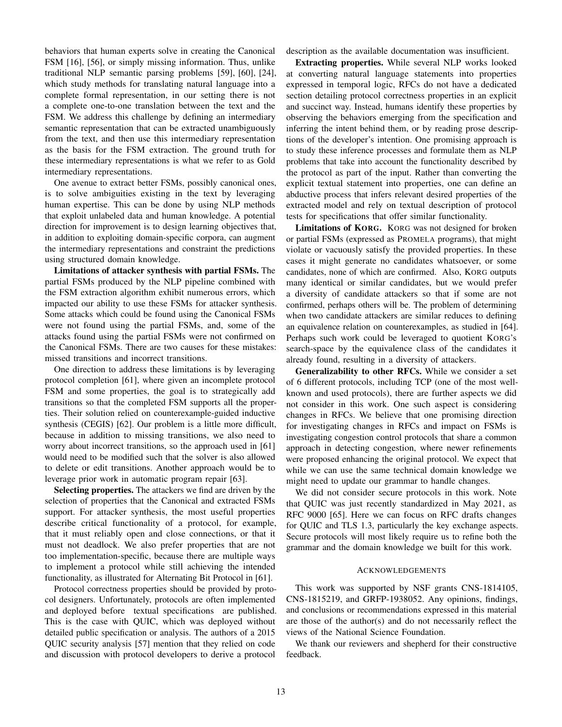behaviors that human experts solve in creating the Canonical FSM [16], [56], or simply missing information. Thus, unlike traditional NLP semantic parsing problems [59], [60], [24], which study methods for translating natural language into a complete formal representation, in our setting there is not a complete one-to-one translation between the text and the FSM. We address this challenge by defining an intermediary semantic representation that can be extracted unambiguously from the text, and then use this intermediary representation as the basis for the FSM extraction. The ground truth for these intermediary representations is what we refer to as Gold intermediary representations.

One avenue to extract better FSMs, possibly canonical ones, is to solve ambiguities existing in the text by leveraging human expertise. This can be done by using NLP methods that exploit unlabeled data and human knowledge. A potential direction for improvement is to design learning objectives that, in addition to exploiting domain-specific corpora, can augment the intermediary representations and constraint the predictions using structured domain knowledge.

**Limitations of attacker synthesis with partial FSMs.** The partial FSMs produced by the NLP pipeline combined with the FSM extraction algorithm exhibit numerous errors, which impacted our ability to use these FSMs for attacker synthesis. Some attacks which could be found using the Canonical FSMs were not found using the partial FSMs, and, some of the attacks found using the partial FSMs were not confirmed on the Canonical FSMs. There are two causes for these mistakes: missed transitions and incorrect transitions.

One direction to address these limitations is by leveraging protocol completion [61], where given an incomplete protocol FSM and some properties, the goal is to strategically add transitions so that the completed FSM supports all the properties. Their solution relied on counterexample-guided inductive synthesis (CEGIS) [62]. Our problem is a little more difficult, because in addition to missing transitions, we also need to worry about incorrect transitions, so the approach used in [61] would need to be modified such that the solver is also allowed to delete or edit transitions. Another approach would be to leverage prior work in automatic program repair [63].

**Selecting properties.** The attackers we find are driven by the selection of properties that the Canonical and extracted FSMs support. For attacker synthesis, the most useful properties describe critical functionality of a protocol, for example, that it must reliably open and close connections, or that it must not deadlock. We also prefer properties that are not too implementation-specific, because there are multiple ways to implement a protocol while still achieving the intended functionality, as illustrated for Alternating Bit Protocol in [61].

Protocol correctness properties should be provided by protocol designers. Unfortunately, protocols are often implemented and deployed before textual specifications are published. This is the case with QUIC, which was deployed without detailed public specification or analysis. The authors of a 2015 QUIC security analysis [57] mention that they relied on code and discussion with protocol developers to derive a protocol description as the available documentation was insufficient.

**Extracting properties.** While several NLP works looked at converting natural language statements into properties expressed in temporal logic, RFCs do not have a dedicated section detailing protocol correctness properties in an explicit and succinct way. Instead, humans identify these properties by observing the behaviors emerging from the specification and inferring the intent behind them, or by reading prose descriptions of the developer's intention. One promising approach is to study these inference processes and formulate them as NLP problems that take into account the functionality described by the protocol as part of the input. Rather than converting the explicit textual statement into properties, one can define an abductive process that infers relevant desired properties of the extracted model and rely on textual description of protocol tests for specifications that offer similar functionality.

**Limitations of KORG.** KORG was not designed for broken or partial FSMs (expressed as PROMELA programs), that might violate or vacuously satisfy the provided properties. In these cases it might generate no candidates whatsoever, or some candidates, none of which are confirmed. Also, KORG outputs many identical or similar candidates, but we would prefer a diversity of candidate attackers so that if some are not confirmed, perhaps others will be. The problem of determining when two candidate attackers are similar reduces to defining an equivalence relation on counterexamples, as studied in [64]. Perhaps such work could be leveraged to quotient KORG's search-space by the equivalence class of the candidates it already found, resulting in a diversity of attackers.

**Generalizability to other RFCs.** While we consider a set of 6 different protocols, including TCP (one of the most well-known and used protocols), there are further aspects we did not consider in this work. One such aspect is considering changes in RFCs. We believe that one promising direction for investigating changes in RFCs and impact on FSMs is investigating congestion control protocols that share a common approach in detecting congestion, where newer refinements were proposed enhancing the original protocol. We expect that while we can use the same technical domain knowledge we might need to update our grammar to handle changes.

We did not consider secure protocols in this work. Note that QUIC was just recently standardized in May 2021, as RFC 9000 [65]. Here we can focus on RFC drafts changes for QUIC and TLS 1.3, particularly the key exchange aspects. Secure protocols will most likely require us to refine both the grammar and the domain knowledge we built for this work.

## ACKNOWLEDGEMENTS

This work was supported by NSF grants CNS-1814105, CNS-1815219, and GRFP-1938052. Any opinions, findings, and conclusions or recommendations expressed in this material are those of the author(s) and do not necessarily reflect the views of the National Science Foundation.

We thank our reviewers and shepherd for their constructive feedback.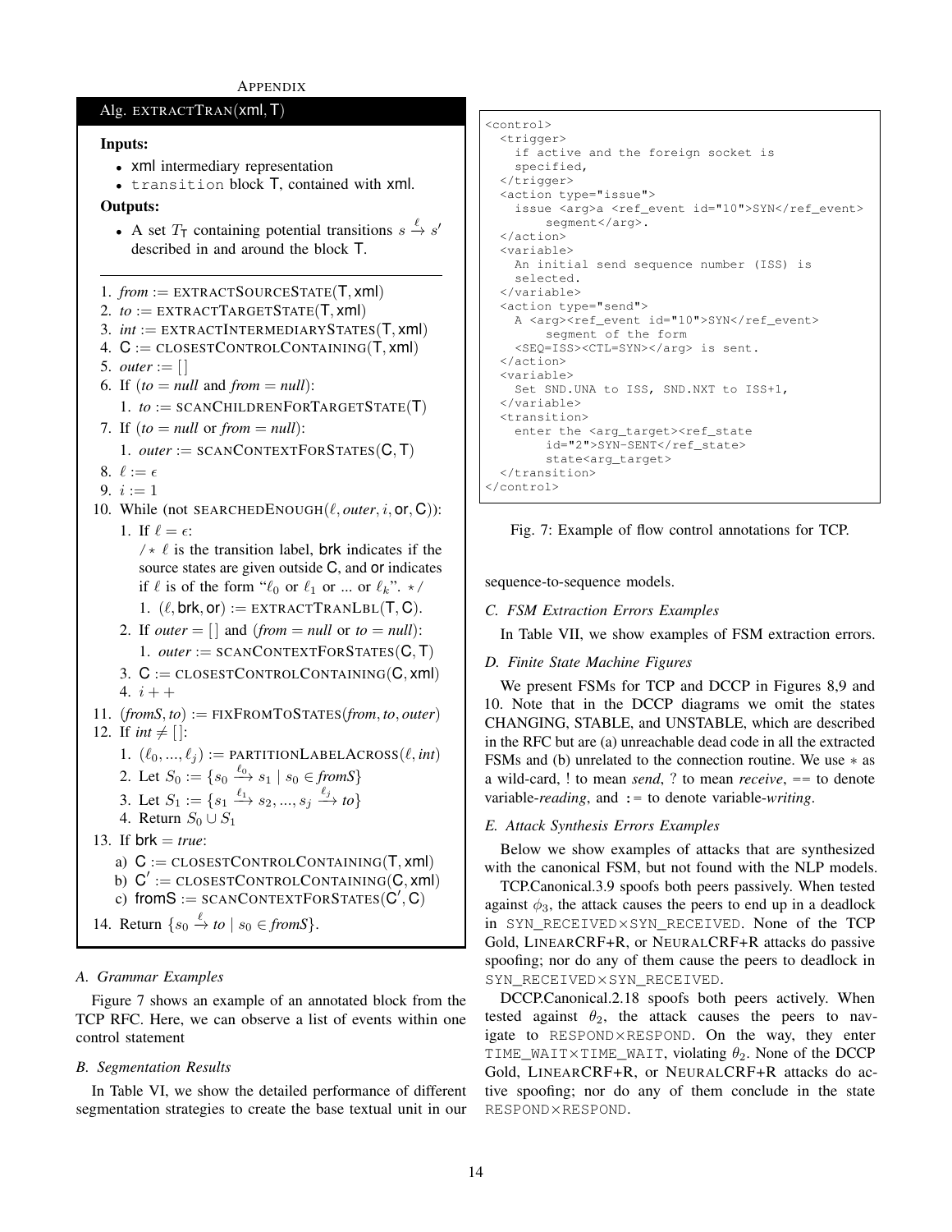## APPENDIX

**Alg.** EXTRACTTRAN(xml, T)

**Inputs:**

- xml intermediary representation
- `transition` block T, contained with xml.

**Outputs:**

- A set $T_{\mathsf{T}}$ containing potential transitions $s \xrightarrow{\ell} s'$ described in and around the block T.

---

1. *from* := EXTRACTSOURCESTATE(T, xml)
2. *to* := EXTRACTTARGETSTATE(T, xml)
3. *int* := EXTRACTINTERMEDIARYSTATES(T, xml)
4. C := CLOSESTCONTROLCONTAINING(T, xml)
5. *outer* := [ ]
6. If (*to* = *null* and *from* = *null*):
   1. *to* := SCANCHILDRENFORTARGETSTATE(T)
7. If (*to* = *null* or *from* = *null*):
   1. *outer* := SCANCONTEXTFORSTATES(C, T)
8. $\ell := \epsilon$
9. $i := 1$
10. While (not SEARCHEDENOUGH($\ell$, *outer*, $i$, or, C)):
    1. If $\ell = \epsilon$:
       /* $\ell$ is the transition label, brk indicates if the source states are given outside C, and or indicates if $\ell$ is of the form "$\ell_0$ or $\ell_1$ or ... or $\ell_k$". */
       1. ($\ell$, brk, or) := EXTRACTTRANLBL(T, C).
    2. If *outer* = [ ] and (*from* = *null* or *to* = *null*):
       1. *outer* := SCANCONTEXTFORSTATES(C, T)
    3. C := CLOSESTCONTROLCONTAINING(C, xml)
    4. $i$ + +
11. (*fromS*, *to*) := FIXFROMTOSTATES(*from*, *to*, *outer*)
12. If *int* $\neq$ [ ]:
    1. $(\ell_0, ..., \ell_j)$ := PARTITIONLABELACROSS($\ell$, *int*)
    2. Let $S_0 := \{s_0 \xrightarrow{\ell_0} s_1 \mid s_0 \in \textit{fromS}\}$
    3. Let $S_1 := \{s_1 \xrightarrow{\ell_1} s_2, ..., s_j \xrightarrow{\ell_j} \textit{to}\}$
    4. Return $S_0 \cup S_1$
13. If brk = *true*:
    a) C := CLOSESTCONTROLCONTAINING(T, xml)
    b) C′ := CLOSESTCONTROLCONTAINING(C, xml)
    c) fromS := SCANCONTEXTFORSTATES(C′, C)
14. Return $\{s_0 \xrightarrow{\ell} \textit{to} \mid s_0 \in \textit{fromS}\}$.

### A. Grammar Examples

Figure 7 shows an example of an annotated block from the TCP RFC. Here, we can observe a list of events within one control statement

### B. Segmentation Results

In Table VI, we show the detailed performance of different segmentation strategies to create the base textual unit in our sequence-to-sequence models.

```
<control>
  <trigger>
    if active and the foreign socket is
    specified,
  </trigger>
  <action type="issue">
    issue <arg>a <ref_event id="10">SYN</ref_event>
        segment</arg>.
  </action>
  <variable>
    An initial send sequence number (ISS) is
    selected.
  </variable>
  <action type="send">
    A <arg><ref_event id="10">SYN</ref_event>
        segment of the form
    <SEQ=ISS><CTL=SYN></arg> is sent.
  </action>
  <variable>
    Set SND.UNA to ISS, SND.NXT to ISS+1,
  </variable>
  <transition>
    enter the <arg_target><ref_state
        id="2">SYN-SENT</ref_state>
        state<arg_target>
  </transition>
</control>
```

Fig. 7: Example of flow control annotations for TCP.

### C. FSM Extraction Errors Examples

In Table VII, we show examples of FSM extraction errors.

### D. Finite State Machine Figures

We present FSMs for TCP and DCCP in Figures 8,9 and 10. Note that in the DCCP diagrams we omit the states CHANGING, STABLE, and UNSTABLE, which are described in the RFC but are (a) unreachable dead code in all the extracted FSMs and (b) unrelated to the connection routine. We use $*$ as a wild-card, ! to mean *send*, ? to mean *receive*, == to denote variable-*reading*, and := to denote variable-*writing*.

### E. Attack Synthesis Errors Examples

Below we show examples of attacks that are synthesized with the canonical FSM, but not found with the NLP models.

TCP.Canonical.3.9 spoofs both peers passively. When tested against $\phi_3$, the attack causes the peers to end up in a deadlock in `SYN_RECEIVED×SYN_RECEIVED`. None of the TCP Gold, LINEARCRF+R, or NEURALCRF+R attacks do passive spoofing; nor do any of them cause the peers to deadlock in `SYN_RECEIVED×SYN_RECEIVED`.

DCCP.Canonical.2.18 spoofs both peers actively. When tested against $\theta_2$, the attack causes the peers to navigate to `RESPOND×RESPOND`. On the way, they enter `TIME_WAIT×TIME_WAIT`, violating $\theta_2$. None of the DCCP Gold, LINEARCRF+R, or NEURALCRF+R attacks do active spoofing; nor do any of them conclude in the state `RESPOND×RESPOND`.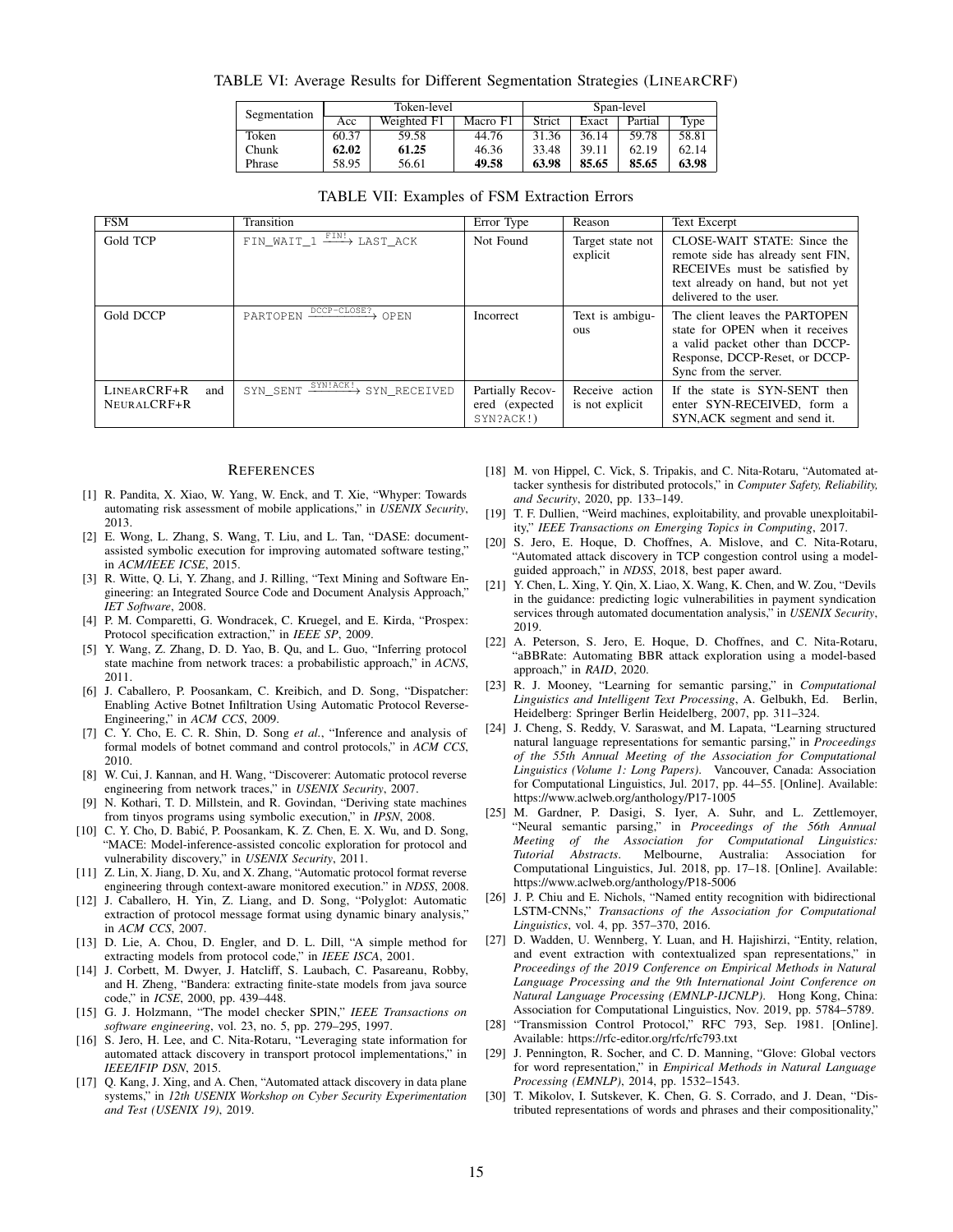TABLE VI: Average Results for Different Segmentation Strategies (LINEARCRF)

| Segmentation | Token-level | | | Span-level | | | |
|---|---|---|---|---|---|---|---|
| | Acc | Weighted F1 | Macro F1 | Strict | Exact | Partial | Type |
| Token | 60.37 | 59.58 | 44.76 | 31.36 | 36.14 | 59.78 | 58.81 |
| Chunk | **62.02** | **61.25** | 46.36 | 33.48 | 39.11 | 62.19 | 62.14 |
| Phrase | 58.95 | 56.61 | **49.58** | **63.98** | **85.65** | **85.65** | **63.98** |

TABLE VII: Examples of FSM Extraction Errors

| FSM | Transition | Error Type | Reason | Text Excerpt |
|---|---|---|---|---|
| Gold TCP | FIN_WAIT_1 $\xrightarrow{\text{FIN!}}$ LAST_ACK | Not Found | Target state not explicit | CLOSE-WAIT STATE: Since the remote side has already sent FIN, RECEIVEs must be satisfied by text already on hand, but not yet delivered to the user. |
| Gold DCCP | PARTOPEN $\xrightarrow{\text{DCCP-CLOSE?}}$ OPEN | Incorrect | Text is ambiguous | The client leaves the PARTOPEN state for OPEN when it receives a valid packet other than DCCP-Response, DCCP-Reset, or DCCP-Sync from the server. |
| LINEARCRF+R and NEURALCRF+R | SYN_SENT $\xrightarrow{\text{SYN!ACK!}}$ SYN_RECEIVED | Partially Recovered (expected SYN?ACK!) | Receive action is not explicit | If the state is SYN-SENT then enter SYN-RECEIVED, form a SYN,ACK segment and send it. |

## REFERENCES

[1] R. Pandita, X. Xiao, W. Yang, W. Enck, and T. Xie, "Whyper: Towards automating risk assessment of mobile applications," in *USENIX Security*, 2013.

[2] E. Wong, L. Zhang, S. Wang, T. Liu, and L. Tan, "DASE: document-assisted symbolic execution for improving automated software testing," in *ACM/IEEE ICSE*, 2015.

[3] R. Witte, Q. Li, Y. Zhang, and J. Rilling, "Text Mining and Software Engineering: an Integrated Source Code and Document Analysis Approach," *IET Software*, 2008.

[4] P. M. Comparetti, G. Wondracek, C. Kruegel, and E. Kirda, "Prospex: Protocol specification extraction," in *IEEE SP*, 2009.

[5] Y. Wang, Z. Zhang, D. D. Yao, B. Qu, and L. Guo, "Inferring protocol state machine from network traces: a probabilistic approach," in *ACNS*, 2011.

[6] J. Caballero, P. Poosankam, C. Kreibich, and D. Song, "Dispatcher: Enabling Active Botnet Infiltration Using Automatic Protocol Reverse-Engineering," in *ACM CCS*, 2009.

[7] C. Y. Cho, E. C. R. Shin, D. Song *et al.*, "Inference and analysis of formal models of botnet command and control protocols," in *ACM CCS*, 2010.

[8] W. Cui, J. Kannan, and H. Wang, "Discoverer: Automatic protocol reverse engineering from network traces," in *USENIX Security*, 2007.

[9] N. Kothari, T. D. Millstein, and R. Govindan, "Deriving state machines from tinyos programs using symbolic execution," in *IPSN*, 2008.

[10] C. Y. Cho, D. Babić, P. Poosankam, K. Z. Chen, E. X. Wu, and D. Song, "MACE: Model-inference-assisted concolic exploration for protocol and vulnerability discovery," in *USENIX Security*, 2011.

[11] Z. Lin, X. Jiang, D. Xu, and X. Zhang, "Automatic protocol format reverse engineering through context-aware monitored execution." in *NDSS*, 2008.

[12] J. Caballero, H. Yin, Z. Liang, and D. Song, "Polyglot: Automatic extraction of protocol message format using dynamic binary analysis," in *ACM CCS*, 2007.

[13] D. Lie, A. Chou, D. Engler, and D. L. Dill, "A simple method for extracting models from protocol code," in *IEEE ISCA*, 2001.

[14] J. Corbett, M. Dwyer, J. Hatcliff, S. Laubach, C. Pasareanu, Robby, and H. Zheng, "Bandera: extracting finite-state models from java source code," in *ICSE*, 2000, pp. 439–448.

[15] G. J. Holzmann, "The model checker SPIN," *IEEE Transactions on software engineering*, vol. 23, no. 5, pp. 279–295, 1997.

[16] S. Jero, H. Lee, and C. Nita-Rotaru, "Leveraging state information for automated attack discovery in transport protocol implementations," in *IEEE/IFIP DSN*, 2015.

[17] Q. Kang, J. Xing, and A. Chen, "Automated attack discovery in data plane systems," in *12th USENIX Workshop on Cyber Security Experimentation and Test (USENIX 19)*, 2019.

[18] M. von Hippel, C. Vick, S. Tripakis, and C. Nita-Rotaru, "Automated attacker synthesis for distributed protocols," in *Computer Safety, Reliability, and Security*, 2020, pp. 133–149.

[19] T. F. Dullien, "Weird machines, exploitability, and provable unexploitability," *IEEE Transactions on Emerging Topics in Computing*, 2017.

[20] S. Jero, E. Hoque, D. Choffnes, A. Mislove, and C. Nita-Rotaru, "Automated attack discovery in TCP congestion control using a model-guided approach," in *NDSS*, 2018, best paper award.

[21] Y. Chen, L. Xing, Y. Qin, X. Liao, X. Wang, K. Chen, and W. Zou, "Devils in the guidance: predicting logic vulnerabilities in payment syndication services through automated documentation analysis," in *USENIX Security*, 2019.

[22] A. Peterson, S. Jero, E. Hoque, D. Choffnes, and C. Nita-Rotaru, "aBBRate: Automating BBR attack exploration using a model-based approach," in *RAID*, 2020.

[23] R. J. Mooney, "Learning for semantic parsing," in *Computational Linguistics and Intelligent Text Processing*, A. Gelbukh, Ed. Berlin, Heidelberg: Springer Berlin Heidelberg, 2007, pp. 311–324.

[24] J. Cheng, S. Reddy, V. Saraswat, and M. Lapata, "Learning structured natural language representations for semantic parsing," in *Proceedings of the 55th Annual Meeting of the Association for Computational Linguistics (Volume 1: Long Papers)*. Vancouver, Canada: Association for Computational Linguistics, Jul. 2017, pp. 44–55. [Online]. Available: https://www.aclweb.org/anthology/P17-1005

[25] M. Gardner, P. Dasigi, S. Iyer, A. Suhr, and L. Zettlemoyer, "Neural semantic parsing," in *Proceedings of the 56th Annual Meeting of the Association for Computational Linguistics: Tutorial Abstracts*. Melbourne, Australia: Association for Computational Linguistics, Jul. 2018, pp. 17–18. [Online]. Available: https://www.aclweb.org/anthology/P18-5006

[26] J. P. Chiu and E. Nichols, "Named entity recognition with bidirectional LSTM-CNNs," *Transactions of the Association for Computational Linguistics*, vol. 4, pp. 357–370, 2016.

[27] D. Wadden, U. Wennberg, Y. Luan, and H. Hajishirzi, "Entity, relation, and event extraction with contextualized span representations," in *Proceedings of the 2019 Conference on Empirical Methods in Natural Language Processing and the 9th International Joint Conference on Natural Language Processing (EMNLP-IJCNLP)*. Hong Kong, China: Association for Computational Linguistics, Nov. 2019, pp. 5784–5789.

[28] "Transmission Control Protocol," RFC 793, Sep. 1981. [Online]. Available: https://rfc-editor.org/rfc/rfc793.txt

[29] J. Pennington, R. Socher, and C. D. Manning, "Glove: Global vectors for word representation," in *Empirical Methods in Natural Language Processing (EMNLP)*, 2014, pp. 1532–1543.

[30] T. Mikolov, I. Sutskever, K. Chen, G. S. Corrado, and J. Dean, "Distributed representations of words and phrases and their compositionality,"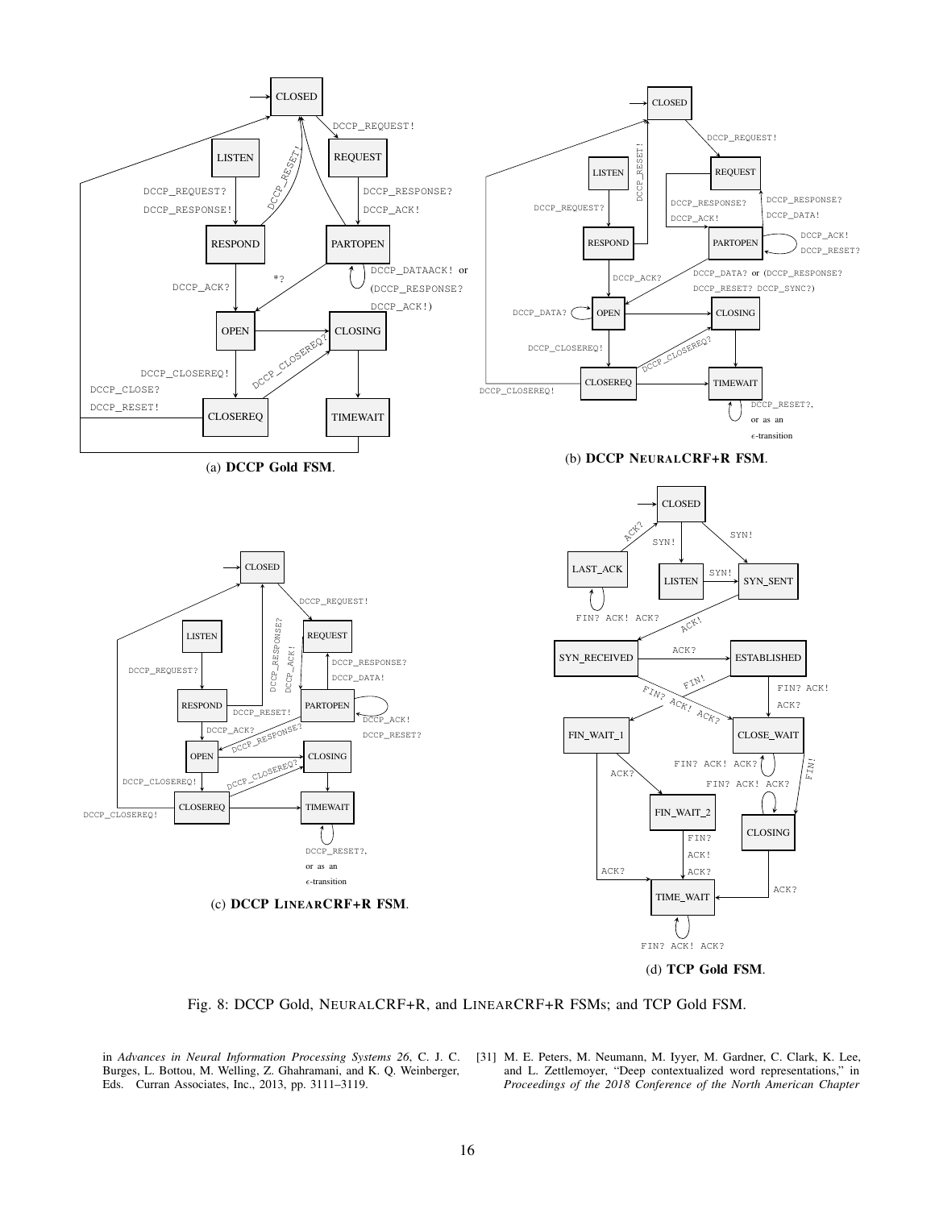(a) **DCCP Gold FSM**.

(b) **DCCP NeuralCRF+R FSM**.

(c) **DCCP LinearCRF+R FSM**.

(d) **TCP Gold FSM**.

Fig. 8: DCCP Gold, NeuralCRF+R, and LinearCRF+R FSMs; and TCP Gold FSM.

in *Advances in Neural Information Processing Systems 26*, C. J. C. Burges, L. Bottou, M. Welling, Z. Ghahramani, and K. Q. Weinberger, Eds. Curran Associates, Inc., 2013, pp. 3111–3119.

[31] M. E. Peters, M. Neumann, M. Iyyer, M. Gardner, C. Clark, K. Lee, and L. Zettlemoyer, "Deep contextualized word representations," in *Proceedings of the 2018 Conference of the North American Chapter*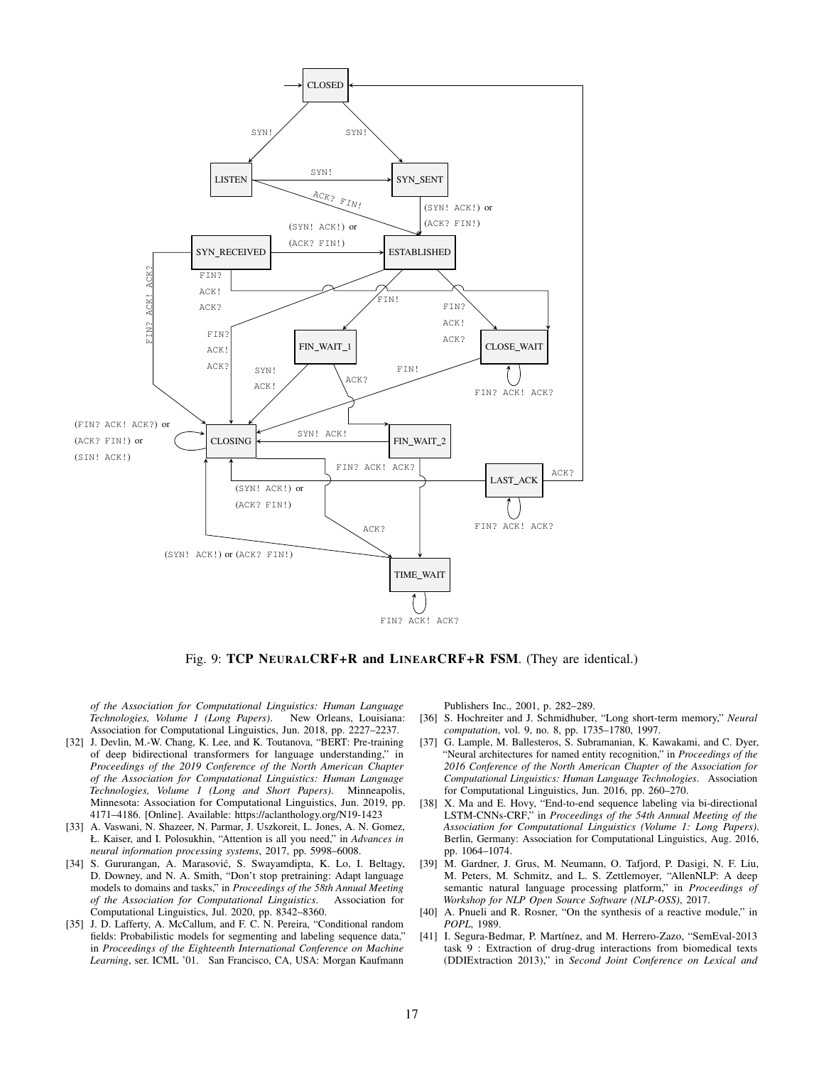Fig. 9: **TCP NeuralCRF+R and LinearCRF+R FSM**. (They are identical.)

*of the Association for Computational Linguistics: Human Language Technologies, Volume 1 (Long Papers)*. New Orleans, Louisiana: Association for Computational Linguistics, Jun. 2018, pp. 2227–2237.

- [32] J. Devlin, M.-W. Chang, K. Lee, and K. Toutanova, "BERT: Pre-training of deep bidirectional transformers for language understanding," in *Proceedings of the 2019 Conference of the North American Chapter of the Association for Computational Linguistics: Human Language Technologies, Volume 1 (Long and Short Papers)*. Minneapolis, Minnesota: Association for Computational Linguistics, Jun. 2019, pp. 4171–4186. [Online]. Available: https://aclanthology.org/N19-1423
- [33] A. Vaswani, N. Shazeer, N. Parmar, J. Uszkoreit, L. Jones, A. N. Gomez, Ł. Kaiser, and I. Polosukhin, "Attention is all you need," in *Advances in neural information processing systems*, 2017, pp. 5998–6008.
- [34] S. Gururangan, A. Marasović, S. Swayamdipta, K. Lo, I. Beltagy, D. Downey, and N. A. Smith, "Don't stop pretraining: Adapt language models to domains and tasks," in *Proceedings of the 58th Annual Meeting of the Association for Computational Linguistics*. Association for Computational Linguistics, Jul. 2020, pp. 8342–8360.
- [35] J. D. Lafferty, A. McCallum, and F. C. N. Pereira, "Conditional random fields: Probabilistic models for segmenting and labeling sequence data," in *Proceedings of the Eighteenth International Conference on Machine Learning*, ser. ICML '01. San Francisco, CA, USA: Morgan Kaufmann Publishers Inc., 2001, p. 282–289.
- [36] S. Hochreiter and J. Schmidhuber, "Long short-term memory," *Neural computation*, vol. 9, no. 8, pp. 1735–1780, 1997.
- [37] G. Lample, M. Ballesteros, S. Subramanian, K. Kawakami, and C. Dyer, "Neural architectures for named entity recognition," in *Proceedings of the 2016 Conference of the North American Chapter of the Association for Computational Linguistics: Human Language Technologies*. Association for Computational Linguistics, Jun. 2016, pp. 260–270.
- [38] X. Ma and E. Hovy, "End-to-end sequence labeling via bi-directional LSTM-CNNs-CRF," in *Proceedings of the 54th Annual Meeting of the Association for Computational Linguistics (Volume 1: Long Papers)*. Berlin, Germany: Association for Computational Linguistics, Aug. 2016, pp. 1064–1074.
- [39] M. Gardner, J. Grus, M. Neumann, O. Tafjord, P. Dasigi, N. F. Liu, M. Peters, M. Schmitz, and L. S. Zettlemoyer, "AllenNLP: A deep semantic natural language processing platform," in *Proceedings of Workshop for NLP Open Source Software (NLP-OSS)*, 2017.
- [40] A. Pnueli and R. Rosner, "On the synthesis of a reactive module," in *POPL*, 1989.
- [41] I. Segura-Bedmar, P. Martínez, and M. Herrero-Zazo, "SemEval-2013 task 9 : Extraction of drug-drug interactions from biomedical texts (DDIExtraction 2013)," in *Second Joint Conference on Lexical and*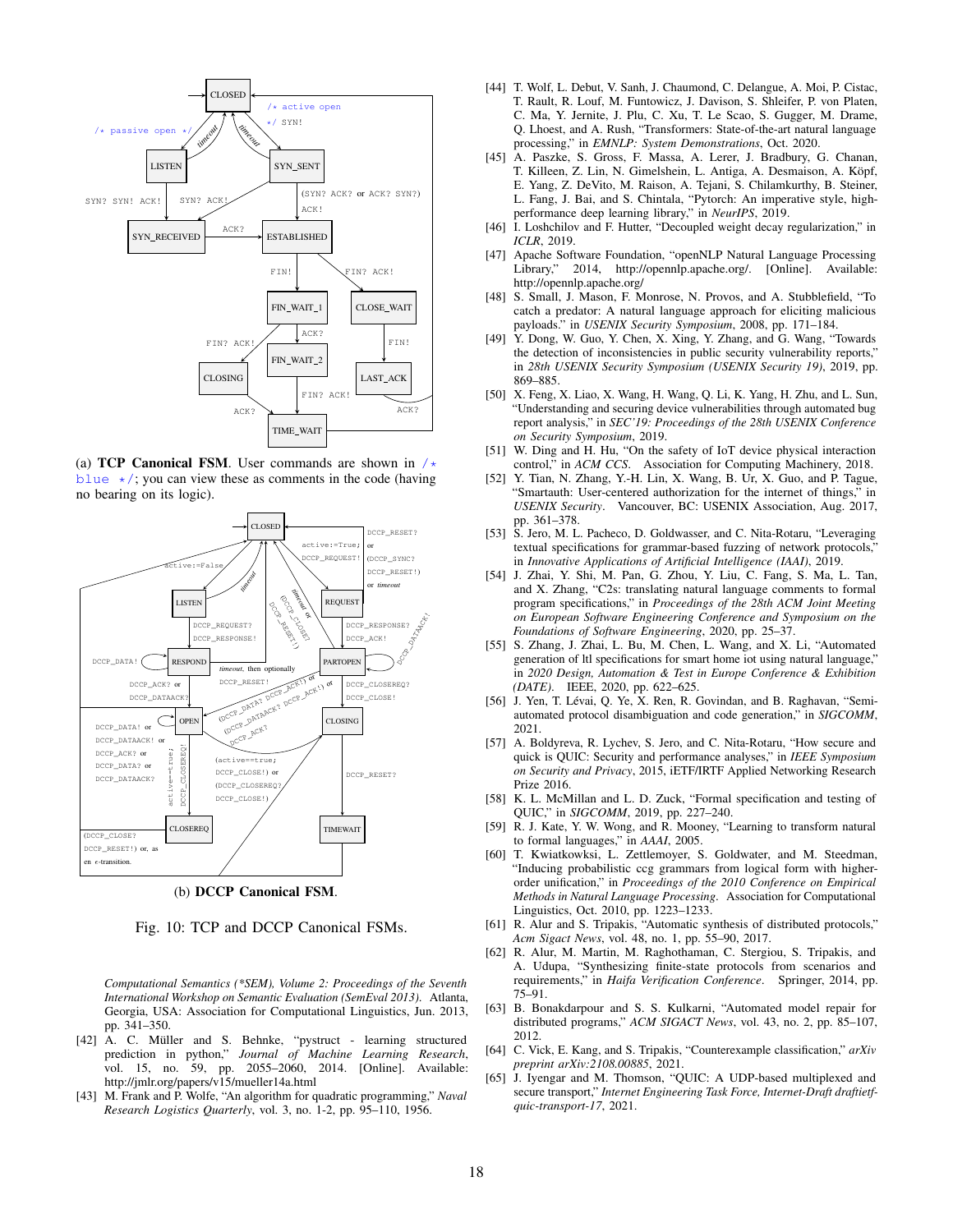CLOSED

/* passive open */

/* active open */ SYN!

timeout

timeout

LISTEN

SYN_SENT

SYN? SYN! ACK!

SYN? ACK!

(SYN? ACK? or ACK? SYN?) ACK!

SYN_RECEIVED

ACK?

ESTABLISHED

FIN!

FIN? ACK!

FIN_WAIT_1

CLOSE_WAIT

ACK?

FIN? ACK!

FIN!

FIN_WAIT_2

CLOSING

LAST_ACK

FIN? ACK!

ACK?

ACK?

TIME_WAIT

(a) **TCP Canonical FSM**. User commands are shown in /* blue */; you can view these as comments in the code (having no bearing on its logic).

CLOSED

active:=False

active:=True; DCCP_REQUEST!

DCCP_RESET? or (DCCP_SYNC? DCCP_RESET!) or *timeout*

timeout

*timeout* or (DCCP_CLOSE? DCCP_RESET!)

LISTEN

REQUEST

DCCP_REQUEST? DCCP_RESPONSE!

DCCP_RESPONSE? DCCP_ACK!

DCCP_DATAACK!

DCCP_DATA!

RESPOND

*timeout*, then optionally DCCP_RESET!

PARTOPEN

DCCP_ACK? or DCCP_DATAACK?

(DCCP_DATA? DCCP_ACK!) or (DCCP_DATAACK? DCCP_ACK!) or DCCP_ACK?

DCCP_CLOSEREQ? DCCP_CLOSE!

OPEN

CLOSING

DCCP_DATA! or DCCP_DATAACK! or DCCP_ACK? or DCCP_DATA? or DCCP_DATAACK?

active==true; DCCP_CLOSEREQ!

(active==true; DCCP_CLOSE!) or (DCCP_CLOSEREQ? DCCP_CLOSE!)

DCCP_RESET?

CLOSEREQ

TIMEWAIT

(DCCP_CLOSE? DCCP_RESET!) or, as an $\epsilon$-transition.

(b) **DCCP Canonical FSM**.

Fig. 10: TCP and DCCP Canonical FSMs.

*Computational Semantics (\*SEM), Volume 2: Proceedings of the Seventh International Workshop on Semantic Evaluation (SemEval 2013)*. Atlanta, Georgia, USA: Association for Computational Linguistics, Jun. 2013, pp. 341–350.

[42] A. C. Müller and S. Behnke, "pystruct - learning structured prediction in python," *Journal of Machine Learning Research*, vol. 15, no. 59, pp. 2055–2060, 2014. [Online]. Available: http://jmlr.org/papers/v15/mueller14a.html

[43] M. Frank and P. Wolfe, "An algorithm for quadratic programming," *Naval Research Logistics Quarterly*, vol. 3, no. 1-2, pp. 95–110, 1956.

[44] T. Wolf, L. Debut, V. Sanh, J. Chaumond, C. Delangue, A. Moi, P. Cistac, T. Rault, R. Louf, M. Funtowicz, J. Davison, S. Shleifer, P. von Platen, C. Ma, Y. Jernite, J. Plu, C. Xu, T. Le Scao, S. Gugger, M. Drame, Q. Lhoest, and A. Rush, "Transformers: State-of-the-art natural language processing," in *EMNLP: System Demonstrations*, Oct. 2020.

[45] A. Paszke, S. Gross, F. Massa, A. Lerer, J. Bradbury, G. Chanan, T. Killeen, Z. Lin, N. Gimelshein, L. Antiga, A. Desmaison, A. Köpf, E. Yang, Z. DeVito, M. Raison, A. Tejani, S. Chilamkurthy, B. Steiner, L. Fang, J. Bai, and S. Chintala, "Pytorch: An imperative style, high-performance deep learning library," in *NeurIPS*, 2019.

[46] I. Loshchilov and F. Hutter, "Decoupled weight decay regularization," in *ICLR*, 2019.

[47] Apache Software Foundation, "openNLP Natural Language Processing Library," 2014, http://opennlp.apache.org/. [Online]. Available: http://opennlp.apache.org/

[48] S. Small, J. Mason, F. Monrose, N. Provos, and A. Stubblefield, "To catch a predator: A natural language approach for eliciting malicious payloads." in *USENIX Security Symposium*, 2008, pp. 171–184.

[49] Y. Dong, W. Guo, Y. Chen, X. Xing, Y. Zhang, and G. Wang, "Towards the detection of inconsistencies in public security vulnerability reports," in *28th USENIX Security Symposium (USENIX Security 19)*, 2019, pp. 869–885.

[50] X. Feng, X. Liao, X. Wang, H. Wang, Q. Li, K. Yang, H. Zhu, and L. Sun, "Understanding and securing device vulnerabilities through automated bug report analysis," in *SEC'19: Proceedings of the 28th USENIX Conference on Security Symposium*, 2019.

[51] W. Ding and H. Hu, "On the safety of IoT device physical interaction control," in *ACM CCS*. Association for Computing Machinery, 2018.

[52] Y. Tian, N. Zhang, Y.-H. Lin, X. Wang, B. Ur, X. Guo, and P. Tague, "Smartauth: User-centered authorization for the internet of things," in *USENIX Security*. Vancouver, BC: USENIX Association, Aug. 2017, pp. 361–378.

[53] S. Jero, M. L. Pacheco, D. Goldwasser, and C. Nita-Rotaru, "Leveraging textual specifications for grammar-based fuzzing of network protocols," in *Innovative Applications of Artificial Intelligence (IAAI)*, 2019.

[54] J. Zhai, Y. Shi, M. Pan, G. Zhou, Y. Liu, C. Fang, S. Ma, L. Tan, and X. Zhang, "C2s: translating natural language comments to formal program specifications," in *Proceedings of the 28th ACM Joint Meeting on European Software Engineering Conference and Symposium on the Foundations of Software Engineering*, 2020, pp. 25–37.

[55] S. Zhang, J. Zhai, L. Bu, M. Chen, L. Wang, and X. Li, "Automated generation of ltl specifications for smart home iot using natural language," in *2020 Design, Automation & Test in Europe Conference & Exhibition (DATE)*. IEEE, 2020, pp. 622–625.

[56] J. Yen, T. Lévai, Q. Ye, X. Ren, R. Govindan, and B. Raghavan, "Semi-automated protocol disambiguation and code generation," in *SIGCOMM*, 2021.

[57] A. Boldyreva, R. Lychev, S. Jero, and C. Nita-Rotaru, "How secure and quick is QUIC: Security and performance analyses," in *IEEE Symposium on Security and Privacy*, 2015, iETF/IRTF Applied Networking Research Prize 2016.

[58] K. L. McMillan and L. D. Zuck, "Formal specification and testing of QUIC," in *SIGCOMM*, 2019, pp. 227–240.

[59] R. J. Kate, Y. W. Wong, and R. Mooney, "Learning to transform natural to formal languages," in *AAAI*, 2005.

[60] T. Kwiatkowksi, L. Zettlemoyer, S. Goldwater, and M. Steedman, "Inducing probabilistic ccg grammars from logical form with higher-order unification," in *Proceedings of the 2010 Conference on Empirical Methods in Natural Language Processing*. Association for Computational Linguistics, Oct. 2010, pp. 1223–1233.

[61] R. Alur and S. Tripakis, "Automatic synthesis of distributed protocols," *Acm Sigact News*, vol. 48, no. 1, pp. 55–90, 2017.

[62] R. Alur, M. Martin, M. Raghothaman, C. Stergiou, S. Tripakis, and A. Udupa, "Synthesizing finite-state protocols from scenarios and requirements," in *Haifa Verification Conference*. Springer, 2014, pp. 75–91.

[63] B. Bonakdarpour and S. S. Kulkarni, "Automated model repair for distributed programs," *ACM SIGACT News*, vol. 43, no. 2, pp. 85–107, 2012.

[64] C. Vick, E. Kang, and S. Tripakis, "Counterexample classification," *arXiv preprint arXiv:2108.00885*, 2021.

[65] J. Iyengar and M. Thomson, "QUIC: A UDP-based multiplexed and secure transport," *Internet Engineering Task Force, Internet-Draft draftietf-quic-transport-17*, 2021.